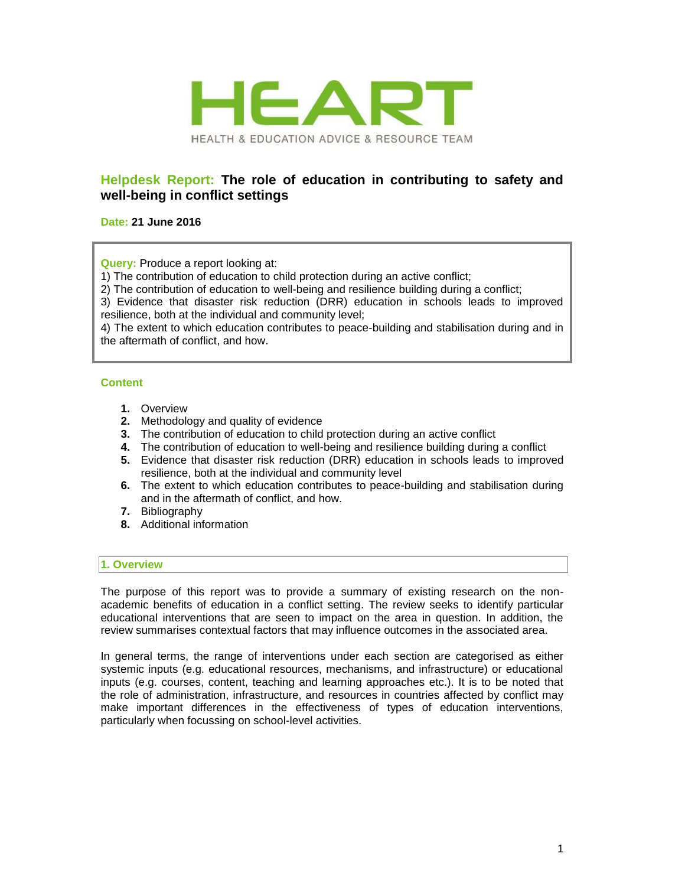# HEART

HEALTH & EDUCATION ADVICE & RESOURCE TEAM

## Helpdesk Report: The role of education in contributing to safety and well-being in conflict settings

**Date: 21 June 2016**

**Query:** Produce a report looking at:
1) The contribution of education to child protection during an active conflict;
2) The contribution of education to well-being and resilience building during a conflict;
3) Evidence that disaster risk reduction (DRR) education in schools leads to improved resilience, both at the individual and community level;
4) The extent to which education contributes to peace-building and stabilisation during and in the aftermath of conflict, and how.

### Content

1. Overview
2. Methodology and quality of evidence
3. The contribution of education to child protection during an active conflict
4. The contribution of education to well-being and resilience building during a conflict
5. Evidence that disaster risk reduction (DRR) education in schools leads to improved resilience, both at the individual and community level
6. The extent to which education contributes to peace-building and stabilisation during and in the aftermath of conflict, and how.
7. Bibliography
8. Additional information

### 1. Overview

The purpose of this report was to provide a summary of existing research on the non-academic benefits of education in a conflict setting. The review seeks to identify particular educational interventions that are seen to impact on the area in question. In addition, the review summarises contextual factors that may influence outcomes in the associated area.

In general terms, the range of interventions under each section are categorised as either systemic inputs (e.g. educational resources, mechanisms, and infrastructure) or educational inputs (e.g. courses, content, teaching and learning approaches etc.). It is to be noted that the role of administration, infrastructure, and resources in countries affected by conflict may make important differences in the effectiveness of types of education interventions, particularly when focussing on school-level activities.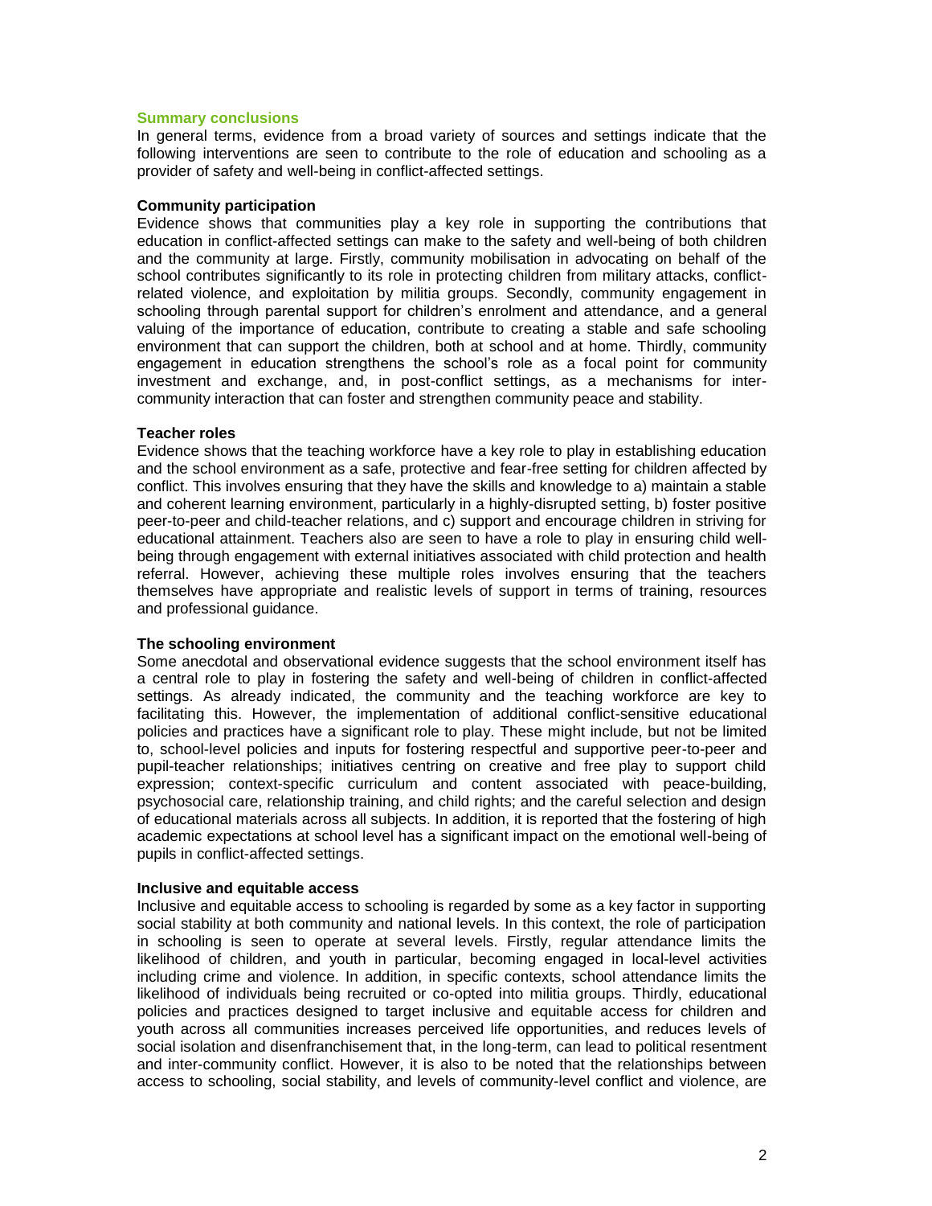## Summary conclusions

In general terms, evidence from a broad variety of sources and settings indicate that the following interventions are seen to contribute to the role of education and schooling as a provider of safety and well-being in conflict-affected settings.

### Community participation

Evidence shows that communities play a key role in supporting the contributions that education in conflict-affected settings can make to the safety and well-being of both children and the community at large. Firstly, community mobilisation in advocating on behalf of the school contributes significantly to its role in protecting children from military attacks, conflict-related violence, and exploitation by militia groups. Secondly, community engagement in schooling through parental support for children's enrolment and attendance, and a general valuing of the importance of education, contribute to creating a stable and safe schooling environment that can support the children, both at school and at home. Thirdly, community engagement in education strengthens the school's role as a focal point for community investment and exchange, and, in post-conflict settings, as a mechanisms for inter-community interaction that can foster and strengthen community peace and stability.

### Teacher roles

Evidence shows that the teaching workforce have a key role to play in establishing education and the school environment as a safe, protective and fear-free setting for children affected by conflict. This involves ensuring that they have the skills and knowledge to a) maintain a stable and coherent learning environment, particularly in a highly-disrupted setting, b) foster positive peer-to-peer and child-teacher relations, and c) support and encourage children in striving for educational attainment. Teachers also are seen to have a role to play in ensuring child well-being through engagement with external initiatives associated with child protection and health referral. However, achieving these multiple roles involves ensuring that the teachers themselves have appropriate and realistic levels of support in terms of training, resources and professional guidance.

### The schooling environment

Some anecdotal and observational evidence suggests that the school environment itself has a central role to play in fostering the safety and well-being of children in conflict-affected settings. As already indicated, the community and the teaching workforce are key to facilitating this. However, the implementation of additional conflict-sensitive educational policies and practices have a significant role to play. These might include, but not be limited to, school-level policies and inputs for fostering respectful and supportive peer-to-peer and pupil-teacher relationships; initiatives centring on creative and free play to support child expression; context-specific curriculum and content associated with peace-building, psychosocial care, relationship training, and child rights; and the careful selection and design of educational materials across all subjects. In addition, it is reported that the fostering of high academic expectations at school level has a significant impact on the emotional well-being of pupils in conflict-affected settings.

### Inclusive and equitable access

Inclusive and equitable access to schooling is regarded by some as a key factor in supporting social stability at both community and national levels. In this context, the role of participation in schooling is seen to operate at several levels. Firstly, regular attendance limits the likelihood of children, and youth in particular, becoming engaged in local-level activities including crime and violence. In addition, in specific contexts, school attendance limits the likelihood of individuals being recruited or co-opted into militia groups. Thirdly, educational policies and practices designed to target inclusive and equitable access for children and youth across all communities increases perceived life opportunities, and reduces levels of social isolation and disenfranchisement that, in the long-term, can lead to political resentment and inter-community conflict. However, it is also to be noted that the relationships between access to schooling, social stability, and levels of community-level conflict and violence, are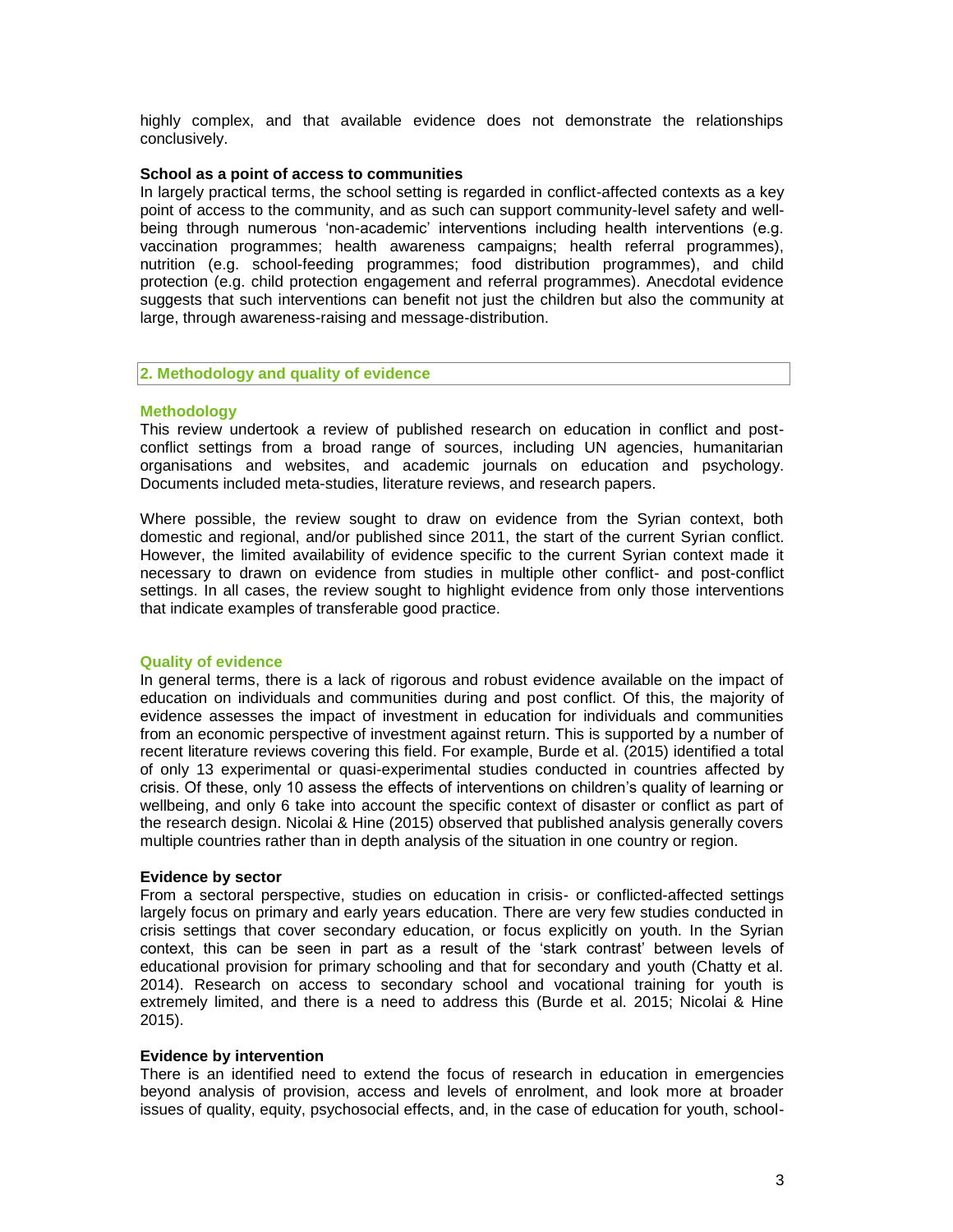highly complex, and that available evidence does not demonstrate the relationships conclusively.

**School as a point of access to communities**

In largely practical terms, the school setting is regarded in conflict-affected contexts as a key point of access to the community, and as such can support community-level safety and well-being through numerous 'non-academic' interventions including health interventions (e.g. vaccination programmes; health awareness campaigns; health referral programmes), nutrition (e.g. school-feeding programmes; food distribution programmes), and child protection (e.g. child protection engagement and referral programmes). Anecdotal evidence suggests that such interventions can benefit not just the children but also the community at large, through awareness-raising and message-distribution.

## 2. Methodology and quality of evidence

### Methodology

This review undertook a review of published research on education in conflict and post-conflict settings from a broad range of sources, including UN agencies, humanitarian organisations and websites, and academic journals on education and psychology. Documents included meta-studies, literature reviews, and research papers.

Where possible, the review sought to draw on evidence from the Syrian context, both domestic and regional, and/or published since 2011, the start of the current Syrian conflict. However, the limited availability of evidence specific to the current Syrian context made it necessary to drawn on evidence from studies in multiple other conflict- and post-conflict settings. In all cases, the review sought to highlight evidence from only those interventions that indicate examples of transferable good practice.

### Quality of evidence

In general terms, there is a lack of rigorous and robust evidence available on the impact of education on individuals and communities during and post conflict. Of this, the majority of evidence assesses the impact of investment in education for individuals and communities from an economic perspective of investment against return. This is supported by a number of recent literature reviews covering this field. For example, Burde et al. (2015) identified a total of only 13 experimental or quasi-experimental studies conducted in countries affected by crisis. Of these, only 10 assess the effects of interventions on children's quality of learning or wellbeing, and only 6 take into account the specific context of disaster or conflict as part of the research design. Nicolai & Hine (2015) observed that published analysis generally covers multiple countries rather than in depth analysis of the situation in one country or region.

**Evidence by sector**

From a sectoral perspective, studies on education in crisis- or conflicted-affected settings largely focus on primary and early years education. There are very few studies conducted in crisis settings that cover secondary education, or focus explicitly on youth. In the Syrian context, this can be seen in part as a result of the 'stark contrast' between levels of educational provision for primary schooling and that for secondary and youth (Chatty et al. 2014). Research on access to secondary school and vocational training for youth is extremely limited, and there is a need to address this (Burde et al. 2015; Nicolai & Hine 2015).

**Evidence by intervention**

There is an identified need to extend the focus of research in education in emergencies beyond analysis of provision, access and levels of enrolment, and look more at broader issues of quality, equity, psychosocial effects, and, in the case of education for youth, school-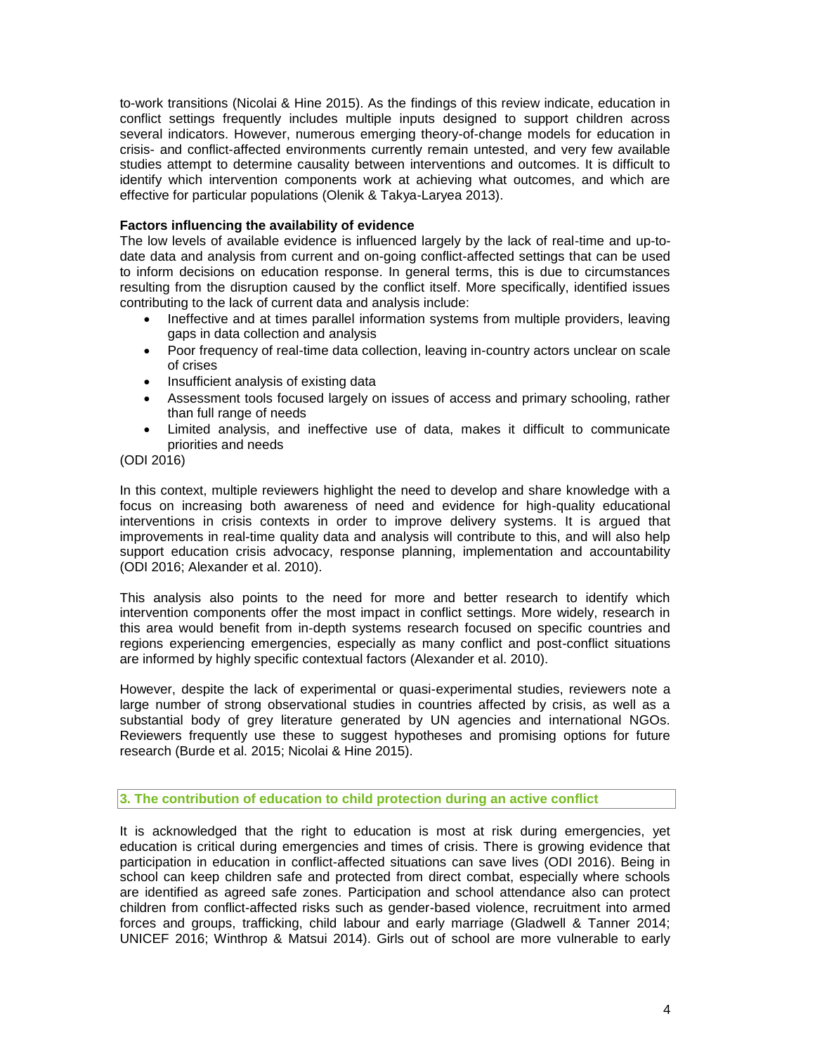to-work transitions (Nicolai & Hine 2015). As the findings of this review indicate, education in conflict settings frequently includes multiple inputs designed to support children across several indicators. However, numerous emerging theory-of-change models for education in crisis- and conflict-affected environments currently remain untested, and very few available studies attempt to determine causality between interventions and outcomes. It is difficult to identify which intervention components work at achieving what outcomes, and which are effective for particular populations (Olenik & Takya-Laryea 2013).

**Factors influencing the availability of evidence**

The low levels of available evidence is influenced largely by the lack of real-time and up-to-date data and analysis from current and on-going conflict-affected settings that can be used to inform decisions on education response. In general terms, this is due to circumstances resulting from the disruption caused by the conflict itself. More specifically, identified issues contributing to the lack of current data and analysis include:

- Ineffective and at times parallel information systems from multiple providers, leaving gaps in data collection and analysis
- Poor frequency of real-time data collection, leaving in-country actors unclear on scale of crises
- Insufficient analysis of existing data
- Assessment tools focused largely on issues of access and primary schooling, rather than full range of needs
- Limited analysis, and ineffective use of data, makes it difficult to communicate priorities and needs

(ODI 2016)

In this context, multiple reviewers highlight the need to develop and share knowledge with a focus on increasing both awareness of need and evidence for high-quality educational interventions in crisis contexts in order to improve delivery systems. It is argued that improvements in real-time quality data and analysis will contribute to this, and will also help support education crisis advocacy, response planning, implementation and accountability (ODI 2016; Alexander et al. 2010).

This analysis also points to the need for more and better research to identify which intervention components offer the most impact in conflict settings. More widely, research in this area would benefit from in-depth systems research focused on specific countries and regions experiencing emergencies, especially as many conflict and post-conflict situations are informed by highly specific contextual factors (Alexander et al. 2010).

However, despite the lack of experimental or quasi-experimental studies, reviewers note a large number of strong observational studies in countries affected by crisis, as well as a substantial body of grey literature generated by UN agencies and international NGOs. Reviewers frequently use these to suggest hypotheses and promising options for future research (Burde et al. 2015; Nicolai & Hine 2015).

## 3. The contribution of education to child protection during an active conflict

It is acknowledged that the right to education is most at risk during emergencies, yet education is critical during emergencies and times of crisis. There is growing evidence that participation in education in conflict-affected situations can save lives (ODI 2016). Being in school can keep children safe and protected from direct combat, especially where schools are identified as agreed safe zones. Participation and school attendance also can protect children from conflict-affected risks such as gender-based violence, recruitment into armed forces and groups, trafficking, child labour and early marriage (Gladwell & Tanner 2014; UNICEF 2016; Winthrop & Matsui 2014). Girls out of school are more vulnerable to early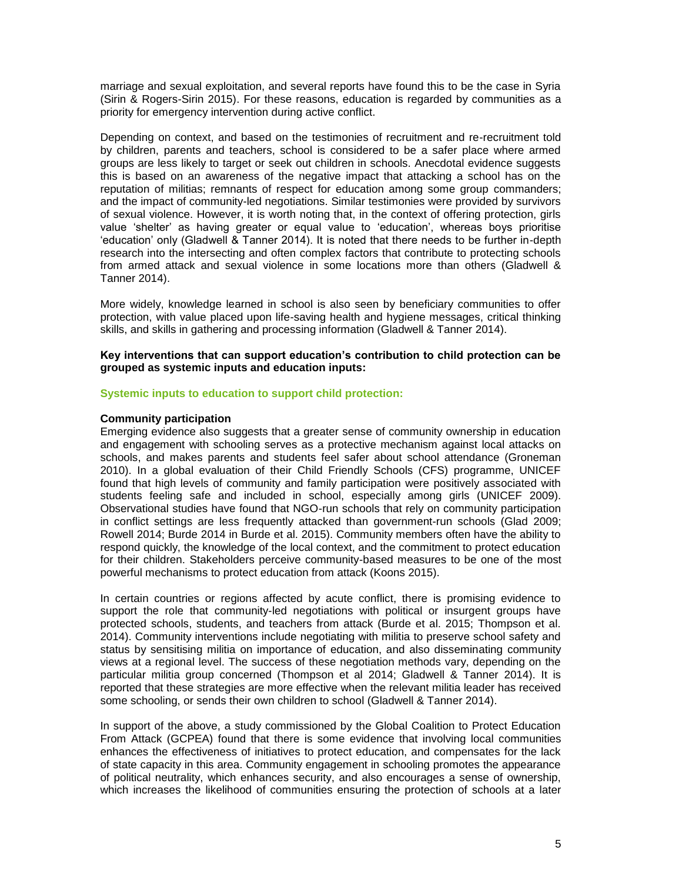marriage and sexual exploitation, and several reports have found this to be the case in Syria (Sirin & Rogers-Sirin 2015). For these reasons, education is regarded by communities as a priority for emergency intervention during active conflict.

Depending on context, and based on the testimonies of recruitment and re-recruitment told by children, parents and teachers, school is considered to be a safer place where armed groups are less likely to target or seek out children in schools. Anecdotal evidence suggests this is based on an awareness of the negative impact that attacking a school has on the reputation of militias; remnants of respect for education among some group commanders; and the impact of community-led negotiations. Similar testimonies were provided by survivors of sexual violence. However, it is worth noting that, in the context of offering protection, girls value 'shelter' as having greater or equal value to 'education', whereas boys prioritise 'education' only (Gladwell & Tanner 2014). It is noted that there needs to be further in-depth research into the intersecting and often complex factors that contribute to protecting schools from armed attack and sexual violence in some locations more than others (Gladwell & Tanner 2014).

More widely, knowledge learned in school is also seen by beneficiary communities to offer protection, with value placed upon life-saving health and hygiene messages, critical thinking skills, and skills in gathering and processing information (Gladwell & Tanner 2014).

**Key interventions that can support education's contribution to child protection can be grouped as systemic inputs and education inputs:**

### Systemic inputs to education to support child protection:

#### Community participation

Emerging evidence also suggests that a greater sense of community ownership in education and engagement with schooling serves as a protective mechanism against local attacks on schools, and makes parents and students feel safer about school attendance (Groneman 2010). In a global evaluation of their Child Friendly Schools (CFS) programme, UNICEF found that high levels of community and family participation were positively associated with students feeling safe and included in school, especially among girls (UNICEF 2009). Observational studies have found that NGO-run schools that rely on community participation in conflict settings are less frequently attacked than government-run schools (Glad 2009; Rowell 2014; Burde 2014 in Burde et al. 2015). Community members often have the ability to respond quickly, the knowledge of the local context, and the commitment to protect education for their children. Stakeholders perceive community-based measures to be one of the most powerful mechanisms to protect education from attack (Koons 2015).

In certain countries or regions affected by acute conflict, there is promising evidence to support the role that community-led negotiations with political or insurgent groups have protected schools, students, and teachers from attack (Burde et al. 2015; Thompson et al. 2014). Community interventions include negotiating with militia to preserve school safety and status by sensitising militia on importance of education, and also disseminating community views at a regional level. The success of these negotiation methods vary, depending on the particular militia group concerned (Thompson et al 2014; Gladwell & Tanner 2014). It is reported that these strategies are more effective when the relevant militia leader has received some schooling, or sends their own children to school (Gladwell & Tanner 2014).

In support of the above, a study commissioned by the Global Coalition to Protect Education From Attack (GCPEA) found that there is some evidence that involving local communities enhances the effectiveness of initiatives to protect education, and compensates for the lack of state capacity in this area. Community engagement in schooling promotes the appearance of political neutrality, which enhances security, and also encourages a sense of ownership, which increases the likelihood of communities ensuring the protection of schools at a later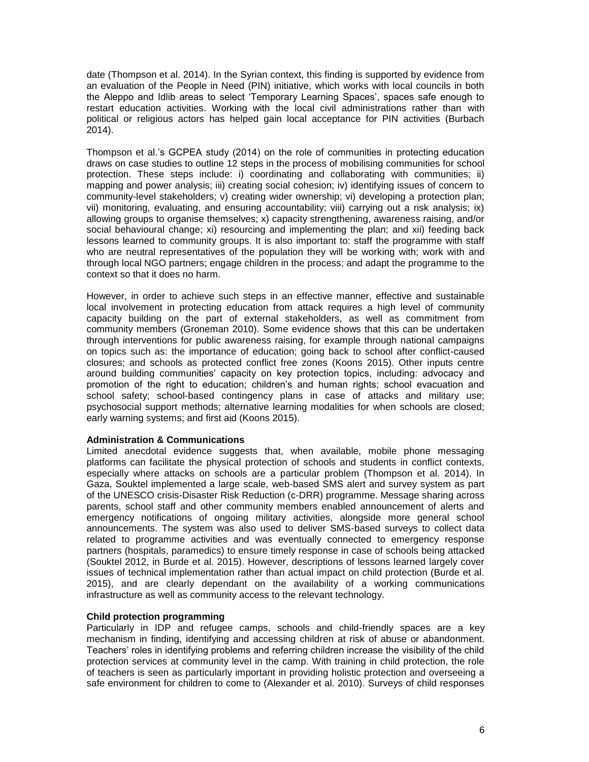date (Thompson et al. 2014). In the Syrian context, this finding is supported by evidence from an evaluation of the People in Need (PIN) initiative, which works with local councils in both the Aleppo and Idlib areas to select 'Temporary Learning Spaces', spaces safe enough to restart education activities. Working with the local civil administrations rather than with political or religious actors has helped gain local acceptance for PIN activities (Burbach 2014).

Thompson et al.'s GCPEA study (2014) on the role of communities in protecting education draws on case studies to outline 12 steps in the process of mobilising communities for school protection. These steps include: i) coordinating and collaborating with communities; ii) mapping and power analysis; iii) creating social cohesion; iv) identifying issues of concern to community-level stakeholders; v) creating wider ownership; vi) developing a protection plan; vii) monitoring, evaluating, and ensuring accountability; viii) carrying out a risk analysis; ix) allowing groups to organise themselves; x) capacity strengthening, awareness raising, and/or social behavioural change; xi) resourcing and implementing the plan; and xii) feeding back lessons learned to community groups. It is also important to: staff the programme with staff who are neutral representatives of the population they will be working with; work with and through local NGO partners; engage children in the process; and adapt the programme to the context so that it does no harm.

However, in order to achieve such steps in an effective manner, effective and sustainable local involvement in protecting education from attack requires a high level of community capacity building on the part of external stakeholders, as well as commitment from community members (Groneman 2010). Some evidence shows that this can be undertaken through interventions for public awareness raising, for example through national campaigns on topics such as: the importance of education; going back to school after conflict-caused closures; and schools as protected conflict free zones (Koons 2015). Other inputs centre around building communities' capacity on key protection topics, including: advocacy and promotion of the right to education; children's and human rights; school evacuation and school safety; school-based contingency plans in case of attacks and military use; psychosocial support methods; alternative learning modalities for when schools are closed; early warning systems; and first aid (Koons 2015).

**Administration & Communications**

Limited anecdotal evidence suggests that, when available, mobile phone messaging platforms can facilitate the physical protection of schools and students in conflict contexts, especially where attacks on schools are a particular problem (Thompson et al. 2014). In Gaza, Souktel implemented a large scale, web-based SMS alert and survey system as part of the UNESCO crisis-Disaster Risk Reduction (c-DRR) programme. Message sharing across parents, school staff and other community members enabled announcement of alerts and emergency notifications of ongoing military activities, alongside more general school announcements. The system was also used to deliver SMS-based surveys to collect data related to programme activities and was eventually connected to emergency response partners (hospitals, paramedics) to ensure timely response in case of schools being attacked (Souktel 2012, in Burde et al. 2015). However, descriptions of lessons learned largely cover issues of technical implementation rather than actual impact on child protection (Burde et al. 2015), and are clearly dependant on the availability of a working communications infrastructure as well as community access to the relevant technology.

**Child protection programming**

Particularly in IDP and refugee camps, schools and child-friendly spaces are a key mechanism in finding, identifying and accessing children at risk of abuse or abandonment. Teachers' roles in identifying problems and referring children increase the visibility of the child protection services at community level in the camp. With training in child protection, the role of teachers is seen as particularly important in providing holistic protection and overseeing a safe environment for children to come to (Alexander et al. 2010). Surveys of child responses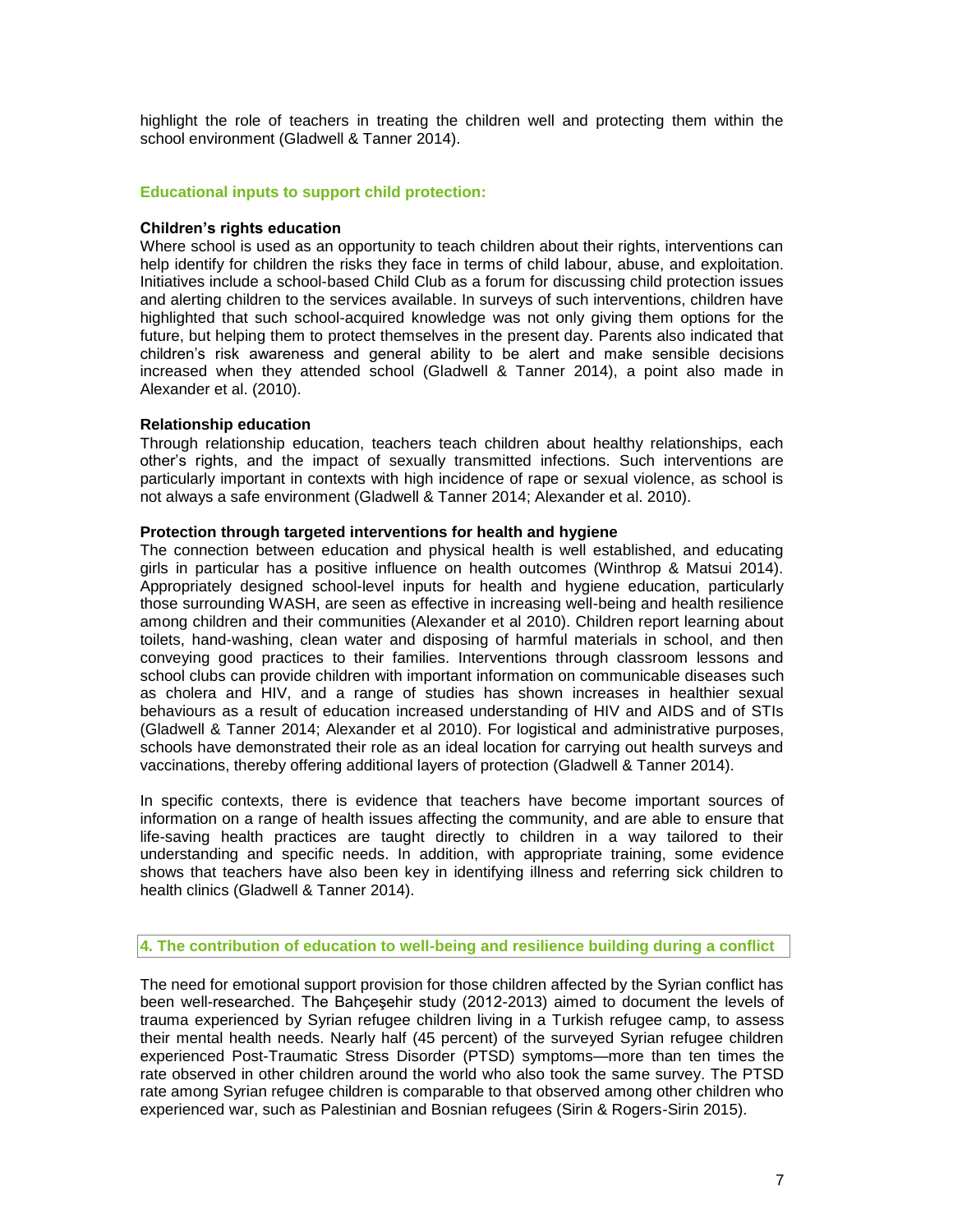highlight the role of teachers in treating the children well and protecting them within the school environment (Gladwell & Tanner 2014).

### Educational inputs to support child protection:

**Children's rights education**

Where school is used as an opportunity to teach children about their rights, interventions can help identify for children the risks they face in terms of child labour, abuse, and exploitation. Initiatives include a school-based Child Club as a forum for discussing child protection issues and alerting children to the services available. In surveys of such interventions, children have highlighted that such school-acquired knowledge was not only giving them options for the future, but helping them to protect themselves in the present day. Parents also indicated that children's risk awareness and general ability to be alert and make sensible decisions increased when they attended school (Gladwell & Tanner 2014), a point also made in Alexander et al. (2010).

**Relationship education**

Through relationship education, teachers teach children about healthy relationships, each other's rights, and the impact of sexually transmitted infections. Such interventions are particularly important in contexts with high incidence of rape or sexual violence, as school is not always a safe environment (Gladwell & Tanner 2014; Alexander et al. 2010).

**Protection through targeted interventions for health and hygiene**

The connection between education and physical health is well established, and educating girls in particular has a positive influence on health outcomes (Winthrop & Matsui 2014). Appropriately designed school-level inputs for health and hygiene education, particularly those surrounding WASH, are seen as effective in increasing well-being and health resilience among children and their communities (Alexander et al 2010). Children report learning about toilets, hand-washing, clean water and disposing of harmful materials in school, and then conveying good practices to their families. Interventions through classroom lessons and school clubs can provide children with important information on communicable diseases such as cholera and HIV, and a range of studies has shown increases in healthier sexual behaviours as a result of education increased understanding of HIV and AIDS and of STIs (Gladwell & Tanner 2014; Alexander et al 2010). For logistical and administrative purposes, schools have demonstrated their role as an ideal location for carrying out health surveys and vaccinations, thereby offering additional layers of protection (Gladwell & Tanner 2014).

In specific contexts, there is evidence that teachers have become important sources of information on a range of health issues affecting the community, and are able to ensure that life-saving health practices are taught directly to children in a way tailored to their understanding and specific needs. In addition, with appropriate training, some evidence shows that teachers have also been key in identifying illness and referring sick children to health clinics (Gladwell & Tanner 2014).

## 4. The contribution of education to well-being and resilience building during a conflict

The need for emotional support provision for those children affected by the Syrian conflict has been well-researched. The Bahçeşehir study (2012-2013) aimed to document the levels of trauma experienced by Syrian refugee children living in a Turkish refugee camp, to assess their mental health needs. Nearly half (45 percent) of the surveyed Syrian refugee children experienced Post-Traumatic Stress Disorder (PTSD) symptoms—more than ten times the rate observed in other children around the world who also took the same survey. The PTSD rate among Syrian refugee children is comparable to that observed among other children who experienced war, such as Palestinian and Bosnian refugees (Sirin & Rogers-Sirin 2015).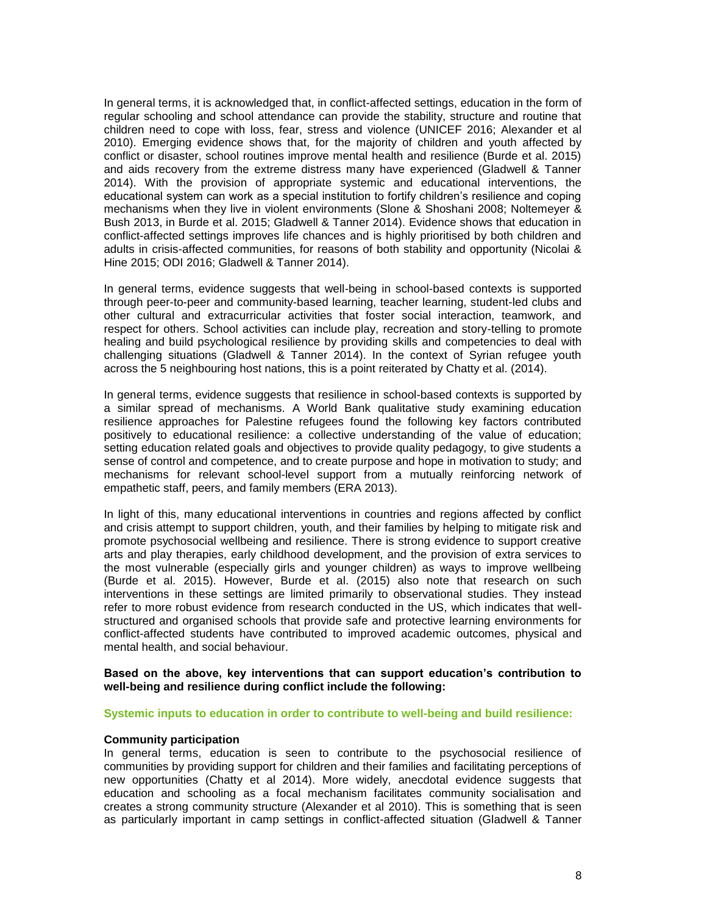In general terms, it is acknowledged that, in conflict-affected settings, education in the form of regular schooling and school attendance can provide the stability, structure and routine that children need to cope with loss, fear, stress and violence (UNICEF 2016; Alexander et al 2010). Emerging evidence shows that, for the majority of children and youth affected by conflict or disaster, school routines improve mental health and resilience (Burde et al. 2015) and aids recovery from the extreme distress many have experienced (Gladwell & Tanner 2014). With the provision of appropriate systemic and educational interventions, the educational system can work as a special institution to fortify children's resilience and coping mechanisms when they live in violent environments (Slone & Shoshani 2008; Noltemeyer & Bush 2013, in Burde et al. 2015; Gladwell & Tanner 2014). Evidence shows that education in conflict-affected settings improves life chances and is highly prioritised by both children and adults in crisis-affected communities, for reasons of both stability and opportunity (Nicolai & Hine 2015; ODI 2016; Gladwell & Tanner 2014).

In general terms, evidence suggests that well-being in school-based contexts is supported through peer-to-peer and community-based learning, teacher learning, student-led clubs and other cultural and extracurricular activities that foster social interaction, teamwork, and respect for others. School activities can include play, recreation and story-telling to promote healing and build psychological resilience by providing skills and competencies to deal with challenging situations (Gladwell & Tanner 2014). In the context of Syrian refugee youth across the 5 neighbouring host nations, this is a point reiterated by Chatty et al. (2014).

In general terms, evidence suggests that resilience in school-based contexts is supported by a similar spread of mechanisms. A World Bank qualitative study examining education resilience approaches for Palestine refugees found the following key factors contributed positively to educational resilience: a collective understanding of the value of education; setting education related goals and objectives to provide quality pedagogy, to give students a sense of control and competence, and to create purpose and hope in motivation to study; and mechanisms for relevant school-level support from a mutually reinforcing network of empathetic staff, peers, and family members (ERA 2013).

In light of this, many educational interventions in countries and regions affected by conflict and crisis attempt to support children, youth, and their families by helping to mitigate risk and promote psychosocial wellbeing and resilience. There is strong evidence to support creative arts and play therapies, early childhood development, and the provision of extra services to the most vulnerable (especially girls and younger children) as ways to improve wellbeing (Burde et al. 2015). However, Burde et al. (2015) also note that research on such interventions in these settings are limited primarily to observational studies. They instead refer to more robust evidence from research conducted in the US, which indicates that well-structured and organised schools that provide safe and protective learning environments for conflict-affected students have contributed to improved academic outcomes, physical and mental health, and social behaviour.

**Based on the above, key interventions that can support education's contribution to well-being and resilience during conflict include the following:**

**Systemic inputs to education in order to contribute to well-being and build resilience:**

**Community participation**

In general terms, education is seen to contribute to the psychosocial resilience of communities by providing support for children and their families and facilitating perceptions of new opportunities (Chatty et al 2014). More widely, anecdotal evidence suggests that education and schooling as a focal mechanism facilitates community socialisation and creates a strong community structure (Alexander et al 2010). This is something that is seen as particularly important in camp settings in conflict-affected situation (Gladwell & Tanner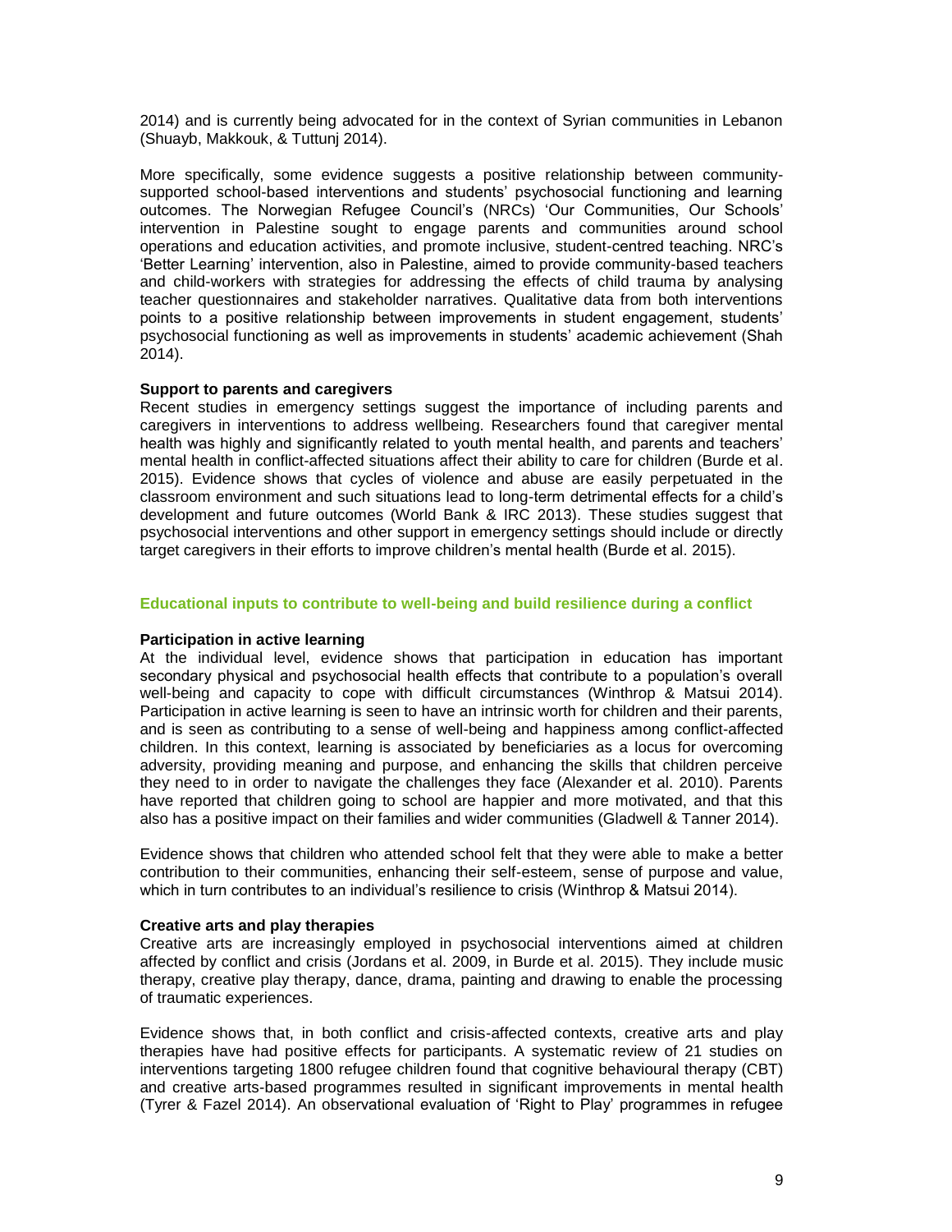2014) and is currently being advocated for in the context of Syrian communities in Lebanon (Shuayb, Makkouk, & Tuttunj 2014).

More specifically, some evidence suggests a positive relationship between community-supported school-based interventions and students' psychosocial functioning and learning outcomes. The Norwegian Refugee Council's (NRCs) 'Our Communities, Our Schools' intervention in Palestine sought to engage parents and communities around school operations and education activities, and promote inclusive, student-centred teaching. NRC's 'Better Learning' intervention, also in Palestine, aimed to provide community-based teachers and child-workers with strategies for addressing the effects of child trauma by analysing teacher questionnaires and stakeholder narratives. Qualitative data from both interventions points to a positive relationship between improvements in student engagement, students' psychosocial functioning as well as improvements in students' academic achievement (Shah 2014).

**Support to parents and caregivers**

Recent studies in emergency settings suggest the importance of including parents and caregivers in interventions to address wellbeing. Researchers found that caregiver mental health was highly and significantly related to youth mental health, and parents and teachers' mental health in conflict-affected situations affect their ability to care for children (Burde et al. 2015). Evidence shows that cycles of violence and abuse are easily perpetuated in the classroom environment and such situations lead to long-term detrimental effects for a child's development and future outcomes (World Bank & IRC 2013). These studies suggest that psychosocial interventions and other support in emergency settings should include or directly target caregivers in their efforts to improve children's mental health (Burde et al. 2015).

## Educational inputs to contribute to well-being and build resilience during a conflict

**Participation in active learning**

At the individual level, evidence shows that participation in education has important secondary physical and psychosocial health effects that contribute to a population's overall well-being and capacity to cope with difficult circumstances (Winthrop & Matsui 2014). Participation in active learning is seen to have an intrinsic worth for children and their parents, and is seen as contributing to a sense of well-being and happiness among conflict-affected children. In this context, learning is associated by beneficiaries as a locus for overcoming adversity, providing meaning and purpose, and enhancing the skills that children perceive they need to in order to navigate the challenges they face (Alexander et al. 2010). Parents have reported that children going to school are happier and more motivated, and that this also has a positive impact on their families and wider communities (Gladwell & Tanner 2014).

Evidence shows that children who attended school felt that they were able to make a better contribution to their communities, enhancing their self-esteem, sense of purpose and value, which in turn contributes to an individual's resilience to crisis (Winthrop & Matsui 2014).

**Creative arts and play therapies**

Creative arts are increasingly employed in psychosocial interventions aimed at children affected by conflict and crisis (Jordans et al. 2009, in Burde et al. 2015). They include music therapy, creative play therapy, dance, drama, painting and drawing to enable the processing of traumatic experiences.

Evidence shows that, in both conflict and crisis-affected contexts, creative arts and play therapies have had positive effects for participants. A systematic review of 21 studies on interventions targeting 1800 refugee children found that cognitive behavioural therapy (CBT) and creative arts-based programmes resulted in significant improvements in mental health (Tyrer & Fazel 2014). An observational evaluation of 'Right to Play' programmes in refugee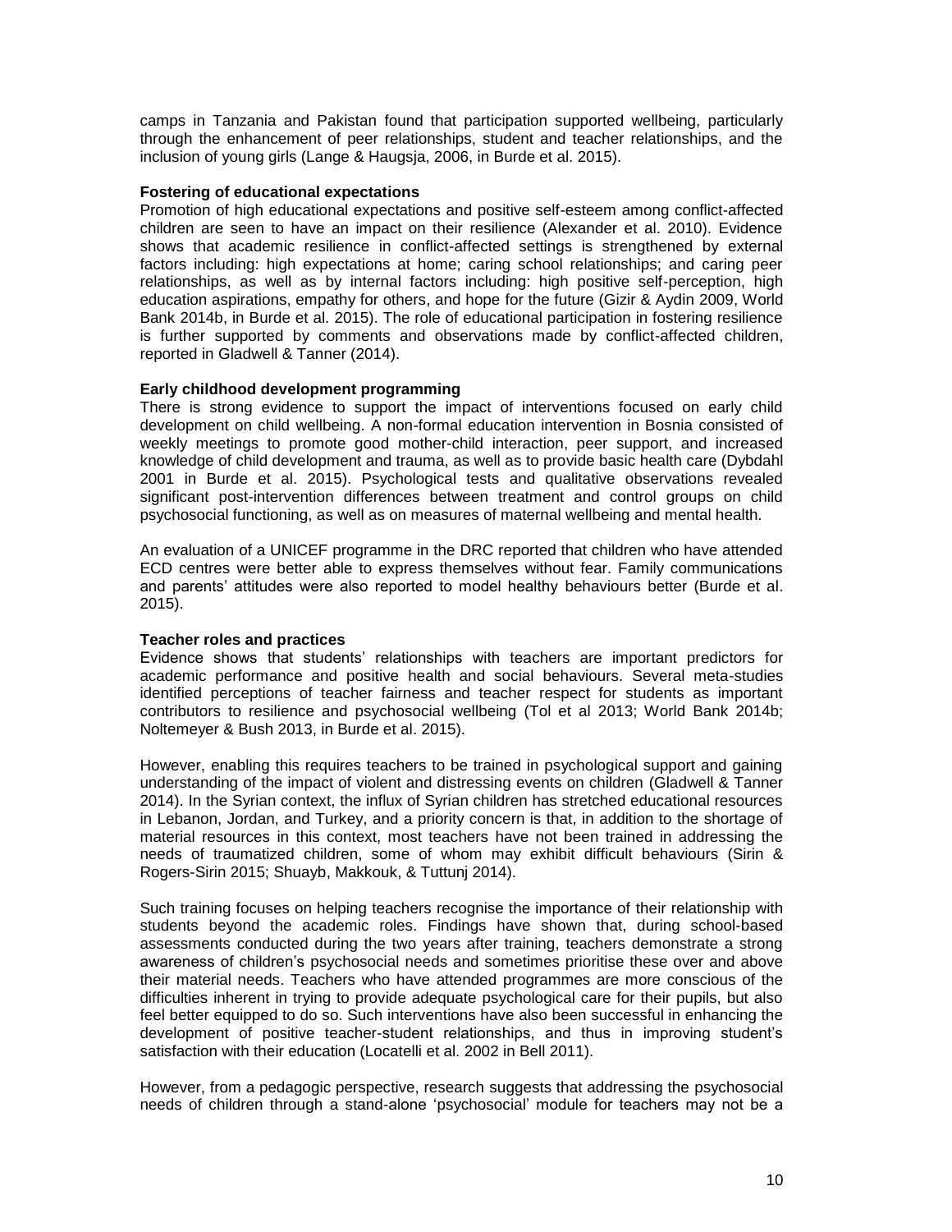camps in Tanzania and Pakistan found that participation supported wellbeing, particularly through the enhancement of peer relationships, student and teacher relationships, and the inclusion of young girls (Lange & Haugsja, 2006, in Burde et al. 2015).

**Fostering of educational expectations**

Promotion of high educational expectations and positive self-esteem among conflict-affected children are seen to have an impact on their resilience (Alexander et al. 2010). Evidence shows that academic resilience in conflict-affected settings is strengthened by external factors including: high expectations at home; caring school relationships; and caring peer relationships, as well as by internal factors including: high positive self-perception, high education aspirations, empathy for others, and hope for the future (Gizir & Aydin 2009, World Bank 2014b, in Burde et al. 2015). The role of educational participation in fostering resilience is further supported by comments and observations made by conflict-affected children, reported in Gladwell & Tanner (2014).

**Early childhood development programming**

There is strong evidence to support the impact of interventions focused on early child development on child wellbeing. A non-formal education intervention in Bosnia consisted of weekly meetings to promote good mother-child interaction, peer support, and increased knowledge of child development and trauma, as well as to provide basic health care (Dybdahl 2001 in Burde et al. 2015). Psychological tests and qualitative observations revealed significant post-intervention differences between treatment and control groups on child psychosocial functioning, as well as on measures of maternal wellbeing and mental health.

An evaluation of a UNICEF programme in the DRC reported that children who have attended ECD centres were better able to express themselves without fear. Family communications and parents' attitudes were also reported to model healthy behaviours better (Burde et al. 2015).

**Teacher roles and practices**

Evidence shows that students' relationships with teachers are important predictors for academic performance and positive health and social behaviours. Several meta-studies identified perceptions of teacher fairness and teacher respect for students as important contributors to resilience and psychosocial wellbeing (Tol et al 2013; World Bank 2014b; Noltemeyer & Bush 2013, in Burde et al. 2015).

However, enabling this requires teachers to be trained in psychological support and gaining understanding of the impact of violent and distressing events on children (Gladwell & Tanner 2014). In the Syrian context, the influx of Syrian children has stretched educational resources in Lebanon, Jordan, and Turkey, and a priority concern is that, in addition to the shortage of material resources in this context, most teachers have not been trained in addressing the needs of traumatized children, some of whom may exhibit difficult behaviours (Sirin & Rogers-Sirin 2015; Shuayb, Makkouk, & Tuttunj 2014).

Such training focuses on helping teachers recognise the importance of their relationship with students beyond the academic roles. Findings have shown that, during school-based assessments conducted during the two years after training, teachers demonstrate a strong awareness of children's psychosocial needs and sometimes prioritise these over and above their material needs. Teachers who have attended programmes are more conscious of the difficulties inherent in trying to provide adequate psychological care for their pupils, but also feel better equipped to do so. Such interventions have also been successful in enhancing the development of positive teacher-student relationships, and thus in improving student's satisfaction with their education (Locatelli et al. 2002 in Bell 2011).

However, from a pedagogic perspective, research suggests that addressing the psychosocial needs of children through a stand-alone 'psychosocial' module for teachers may not be a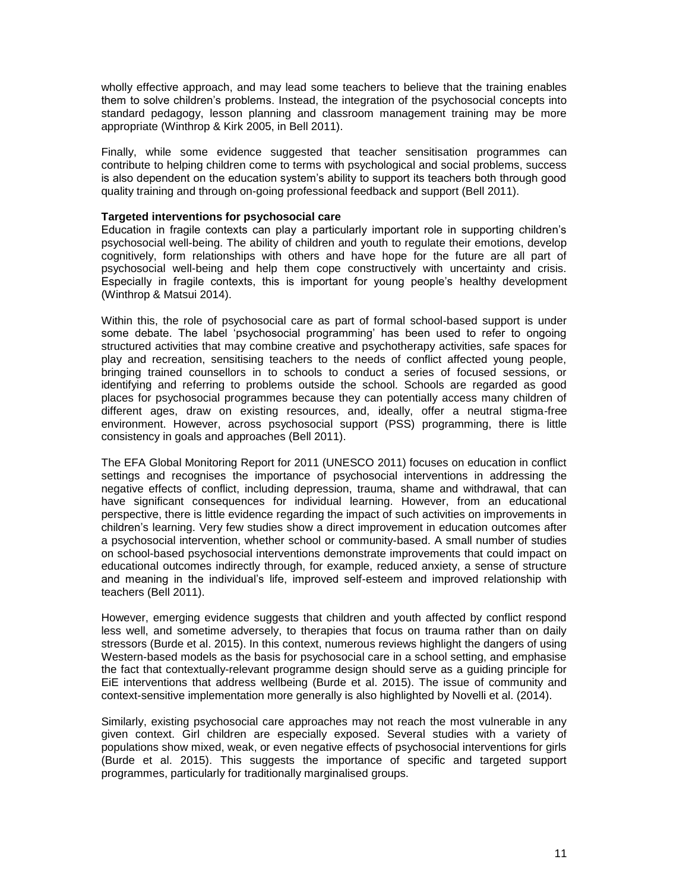wholly effective approach, and may lead some teachers to believe that the training enables them to solve children's problems. Instead, the integration of the psychosocial concepts into standard pedagogy, lesson planning and classroom management training may be more appropriate (Winthrop & Kirk 2005, in Bell 2011).

Finally, while some evidence suggested that teacher sensitisation programmes can contribute to helping children come to terms with psychological and social problems, success is also dependent on the education system's ability to support its teachers both through good quality training and through on-going professional feedback and support (Bell 2011).

**Targeted interventions for psychosocial care**

Education in fragile contexts can play a particularly important role in supporting children's psychosocial well-being. The ability of children and youth to regulate their emotions, develop cognitively, form relationships with others and have hope for the future are all part of psychosocial well-being and help them cope constructively with uncertainty and crisis. Especially in fragile contexts, this is important for young people's healthy development (Winthrop & Matsui 2014).

Within this, the role of psychosocial care as part of formal school-based support is under some debate. The label 'psychosocial programming' has been used to refer to ongoing structured activities that may combine creative and psychotherapy activities, safe spaces for play and recreation, sensitising teachers to the needs of conflict affected young people, bringing trained counsellors in to schools to conduct a series of focused sessions, or identifying and referring to problems outside the school. Schools are regarded as good places for psychosocial programmes because they can potentially access many children of different ages, draw on existing resources, and, ideally, offer a neutral stigma-free environment. However, across psychosocial support (PSS) programming, there is little consistency in goals and approaches (Bell 2011).

The EFA Global Monitoring Report for 2011 (UNESCO 2011) focuses on education in conflict settings and recognises the importance of psychosocial interventions in addressing the negative effects of conflict, including depression, trauma, shame and withdrawal, that can have significant consequences for individual learning. However, from an educational perspective, there is little evidence regarding the impact of such activities on improvements in children's learning. Very few studies show a direct improvement in education outcomes after a psychosocial intervention, whether school or community-based. A small number of studies on school-based psychosocial interventions demonstrate improvements that could impact on educational outcomes indirectly through, for example, reduced anxiety, a sense of structure and meaning in the individual's life, improved self-esteem and improved relationship with teachers (Bell 2011).

However, emerging evidence suggests that children and youth affected by conflict respond less well, and sometime adversely, to therapies that focus on trauma rather than on daily stressors (Burde et al. 2015). In this context, numerous reviews highlight the dangers of using Western-based models as the basis for psychosocial care in a school setting, and emphasise the fact that contextually-relevant programme design should serve as a guiding principle for EiE interventions that address wellbeing (Burde et al. 2015). The issue of community and context-sensitive implementation more generally is also highlighted by Novelli et al. (2014).

Similarly, existing psychosocial care approaches may not reach the most vulnerable in any given context. Girl children are especially exposed. Several studies with a variety of populations show mixed, weak, or even negative effects of psychosocial interventions for girls (Burde et al. 2015). This suggests the importance of specific and targeted support programmes, particularly for traditionally marginalised groups.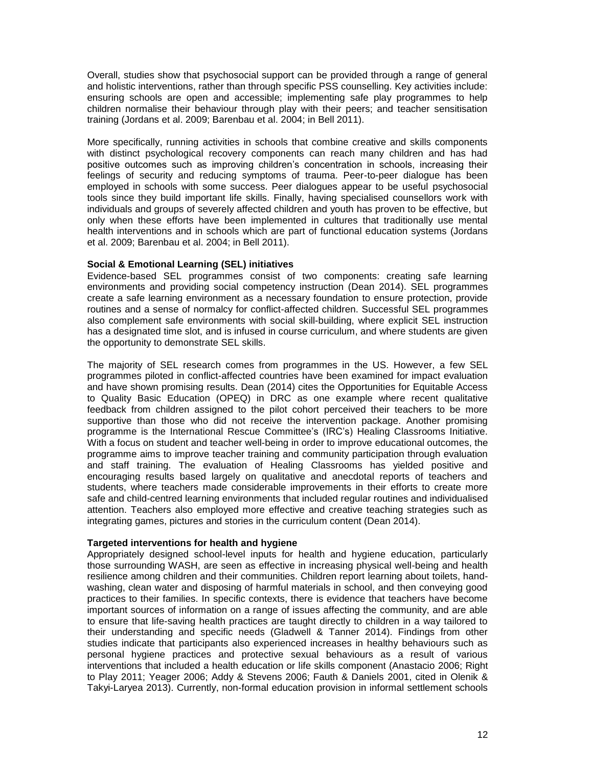Overall, studies show that psychosocial support can be provided through a range of general and holistic interventions, rather than through specific PSS counselling. Key activities include: ensuring schools are open and accessible; implementing safe play programmes to help children normalise their behaviour through play with their peers; and teacher sensitisation training (Jordans et al. 2009; Barenbau et al. 2004; in Bell 2011).

More specifically, running activities in schools that combine creative and skills components with distinct psychological recovery components can reach many children and has had positive outcomes such as improving children's concentration in schools, increasing their feelings of security and reducing symptoms of trauma. Peer-to-peer dialogue has been employed in schools with some success. Peer dialogues appear to be useful psychosocial tools since they build important life skills. Finally, having specialised counsellors work with individuals and groups of severely affected children and youth has proven to be effective, but only when these efforts have been implemented in cultures that traditionally use mental health interventions and in schools which are part of functional education systems (Jordans et al. 2009; Barenbau et al. 2004; in Bell 2011).

**Social & Emotional Learning (SEL) initiatives**

Evidence-based SEL programmes consist of two components: creating safe learning environments and providing social competency instruction (Dean 2014). SEL programmes create a safe learning environment as a necessary foundation to ensure protection, provide routines and a sense of normalcy for conflict-affected children. Successful SEL programmes also complement safe environments with social skill-building, where explicit SEL instruction has a designated time slot, and is infused in course curriculum, and where students are given the opportunity to demonstrate SEL skills.

The majority of SEL research comes from programmes in the US. However, a few SEL programmes piloted in conflict-affected countries have been examined for impact evaluation and have shown promising results. Dean (2014) cites the Opportunities for Equitable Access to Quality Basic Education (OPEQ) in DRC as one example where recent qualitative feedback from children assigned to the pilot cohort perceived their teachers to be more supportive than those who did not receive the intervention package. Another promising programme is the International Rescue Committee's (IRC's) Healing Classrooms Initiative. With a focus on student and teacher well-being in order to improve educational outcomes, the programme aims to improve teacher training and community participation through evaluation and staff training. The evaluation of Healing Classrooms has yielded positive and encouraging results based largely on qualitative and anecdotal reports of teachers and students, where teachers made considerable improvements in their efforts to create more safe and child-centred learning environments that included regular routines and individualised attention. Teachers also employed more effective and creative teaching strategies such as integrating games, pictures and stories in the curriculum content (Dean 2014).

**Targeted interventions for health and hygiene**

Appropriately designed school-level inputs for health and hygiene education, particularly those surrounding WASH, are seen as effective in increasing physical well-being and health resilience among children and their communities. Children report learning about toilets, hand-washing, clean water and disposing of harmful materials in school, and then conveying good practices to their families. In specific contexts, there is evidence that teachers have become important sources of information on a range of issues affecting the community, and are able to ensure that life-saving health practices are taught directly to children in a way tailored to their understanding and specific needs (Gladwell & Tanner 2014). Findings from other studies indicate that participants also experienced increases in healthy behaviours such as personal hygiene practices and protective sexual behaviours as a result of various interventions that included a health education or life skills component (Anastacio 2006; Right to Play 2011; Yeager 2006; Addy & Stevens 2006; Fauth & Daniels 2001, cited in Olenik & Takyi-Laryea 2013). Currently, non-formal education provision in informal settlement schools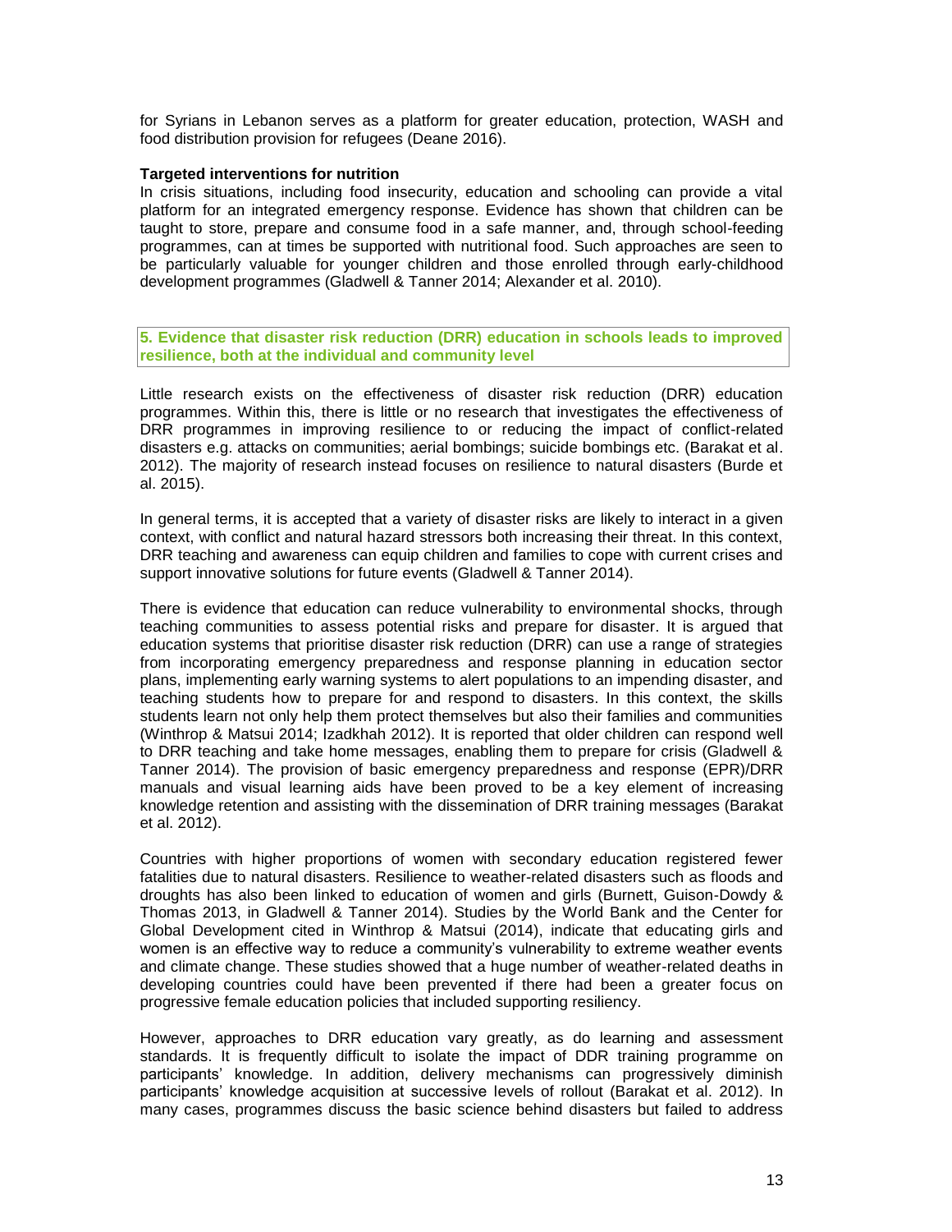for Syrians in Lebanon serves as a platform for greater education, protection, WASH and food distribution provision for refugees (Deane 2016).

**Targeted interventions for nutrition**

In crisis situations, including food insecurity, education and schooling can provide a vital platform for an integrated emergency response. Evidence has shown that children can be taught to store, prepare and consume food in a safe manner, and, through school-feeding programmes, can at times be supported with nutritional food. Such approaches are seen to be particularly valuable for younger children and those enrolled through early-childhood development programmes (Gladwell & Tanner 2014; Alexander et al. 2010).

## 5. Evidence that disaster risk reduction (DRR) education in schools leads to improved resilience, both at the individual and community level

Little research exists on the effectiveness of disaster risk reduction (DRR) education programmes. Within this, there is little or no research that investigates the effectiveness of DRR programmes in improving resilience to or reducing the impact of conflict-related disasters e.g. attacks on communities; aerial bombings; suicide bombings etc. (Barakat et al. 2012). The majority of research instead focuses on resilience to natural disasters (Burde et al. 2015).

In general terms, it is accepted that a variety of disaster risks are likely to interact in a given context, with conflict and natural hazard stressors both increasing their threat. In this context, DRR teaching and awareness can equip children and families to cope with current crises and support innovative solutions for future events (Gladwell & Tanner 2014).

There is evidence that education can reduce vulnerability to environmental shocks, through teaching communities to assess potential risks and prepare for disaster. It is argued that education systems that prioritise disaster risk reduction (DRR) can use a range of strategies from incorporating emergency preparedness and response planning in education sector plans, implementing early warning systems to alert populations to an impending disaster, and teaching students how to prepare for and respond to disasters. In this context, the skills students learn not only help them protect themselves but also their families and communities (Winthrop & Matsui 2014; Izadkhah 2012). It is reported that older children can respond well to DRR teaching and take home messages, enabling them to prepare for crisis (Gladwell & Tanner 2014). The provision of basic emergency preparedness and response (EPR)/DRR manuals and visual learning aids have been proved to be a key element of increasing knowledge retention and assisting with the dissemination of DRR training messages (Barakat et al. 2012).

Countries with higher proportions of women with secondary education registered fewer fatalities due to natural disasters. Resilience to weather-related disasters such as floods and droughts has also been linked to education of women and girls (Burnett, Guison-Dowdy & Thomas 2013, in Gladwell & Tanner 2014). Studies by the World Bank and the Center for Global Development cited in Winthrop & Matsui (2014), indicate that educating girls and women is an effective way to reduce a community's vulnerability to extreme weather events and climate change. These studies showed that a huge number of weather-related deaths in developing countries could have been prevented if there had been a greater focus on progressive female education policies that included supporting resiliency.

However, approaches to DRR education vary greatly, as do learning and assessment standards. It is frequently difficult to isolate the impact of DDR training programme on participants' knowledge. In addition, delivery mechanisms can progressively diminish participants' knowledge acquisition at successive levels of rollout (Barakat et al. 2012). In many cases, programmes discuss the basic science behind disasters but failed to address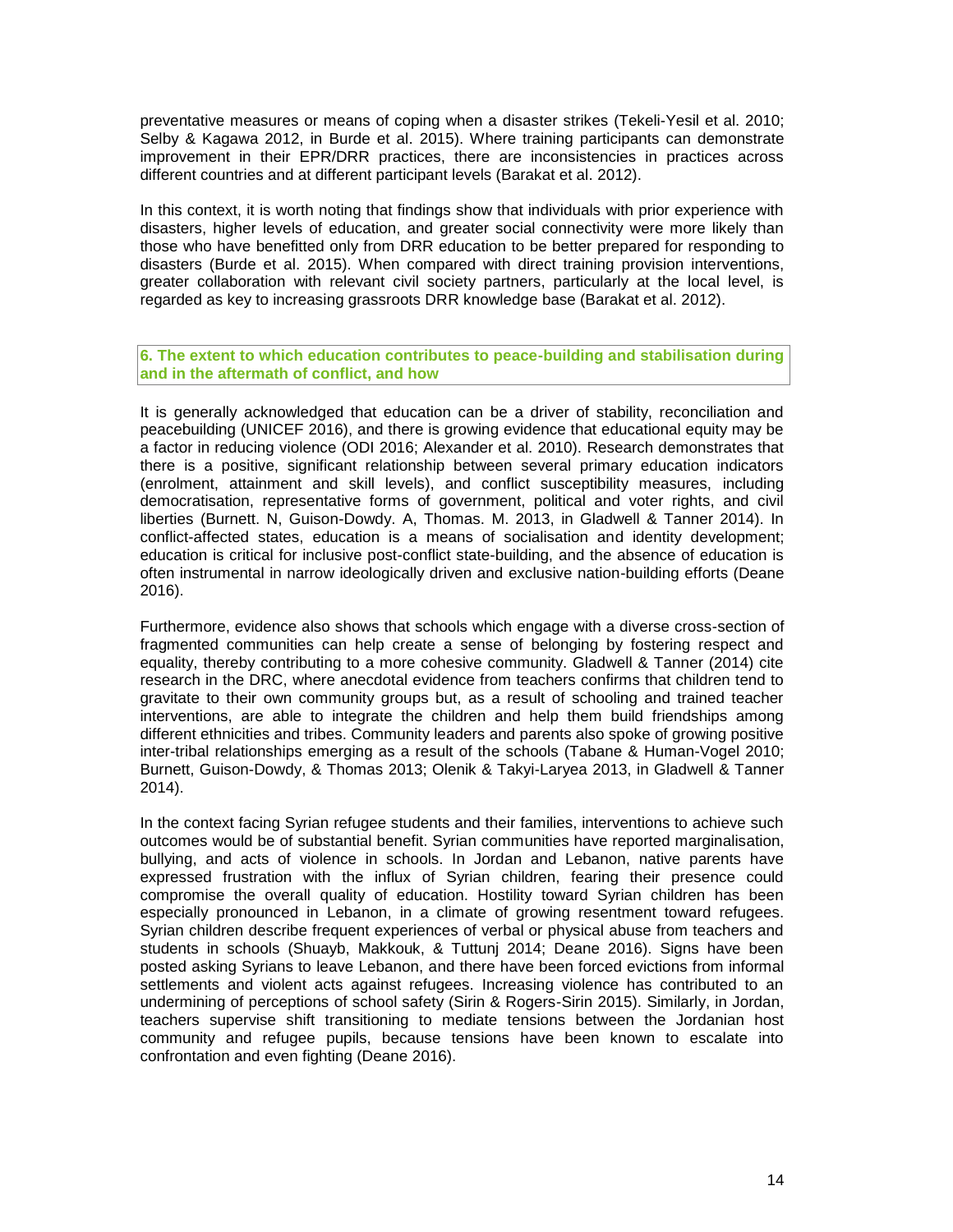preventative measures or means of coping when a disaster strikes (Tekeli-Yesil et al. 2010; Selby & Kagawa 2012, in Burde et al. 2015). Where training participants can demonstrate improvement in their EPR/DRR practices, there are inconsistencies in practices across different countries and at different participant levels (Barakat et al. 2012).

In this context, it is worth noting that findings show that individuals with prior experience with disasters, higher levels of education, and greater social connectivity were more likely than those who have benefitted only from DRR education to be better prepared for responding to disasters (Burde et al. 2015). When compared with direct training provision interventions, greater collaboration with relevant civil society partners, particularly at the local level, is regarded as key to increasing grassroots DRR knowledge base (Barakat et al. 2012).

## 6. The extent to which education contributes to peace-building and stabilisation during and in the aftermath of conflict, and how

It is generally acknowledged that education can be a driver of stability, reconciliation and peacebuilding (UNICEF 2016), and there is growing evidence that educational equity may be a factor in reducing violence (ODI 2016; Alexander et al. 2010). Research demonstrates that there is a positive, significant relationship between several primary education indicators (enrolment, attainment and skill levels), and conflict susceptibility measures, including democratisation, representative forms of government, political and voter rights, and civil liberties (Burnett. N, Guison-Dowdy. A, Thomas. M. 2013, in Gladwell & Tanner 2014). In conflict-affected states, education is a means of socialisation and identity development; education is critical for inclusive post-conflict state-building, and the absence of education is often instrumental in narrow ideologically driven and exclusive nation-building efforts (Deane 2016).

Furthermore, evidence also shows that schools which engage with a diverse cross-section of fragmented communities can help create a sense of belonging by fostering respect and equality, thereby contributing to a more cohesive community. Gladwell & Tanner (2014) cite research in the DRC, where anecdotal evidence from teachers confirms that children tend to gravitate to their own community groups but, as a result of schooling and trained teacher interventions, are able to integrate the children and help them build friendships among different ethnicities and tribes. Community leaders and parents also spoke of growing positive inter-tribal relationships emerging as a result of the schools (Tabane & Human-Vogel 2010; Burnett, Guison-Dowdy, & Thomas 2013; Olenik & Takyi-Laryea 2013, in Gladwell & Tanner 2014).

In the context facing Syrian refugee students and their families, interventions to achieve such outcomes would be of substantial benefit. Syrian communities have reported marginalisation, bullying, and acts of violence in schools. In Jordan and Lebanon, native parents have expressed frustration with the influx of Syrian children, fearing their presence could compromise the overall quality of education. Hostility toward Syrian children has been especially pronounced in Lebanon, in a climate of growing resentment toward refugees. Syrian children describe frequent experiences of verbal or physical abuse from teachers and students in schools (Shuayb, Makkouk, & Tuttunj 2014; Deane 2016). Signs have been posted asking Syrians to leave Lebanon, and there have been forced evictions from informal settlements and violent acts against refugees. Increasing violence has contributed to an undermining of perceptions of school safety (Sirin & Rogers-Sirin 2015). Similarly, in Jordan, teachers supervise shift transitioning to mediate tensions between the Jordanian host community and refugee pupils, because tensions have been known to escalate into confrontation and even fighting (Deane 2016).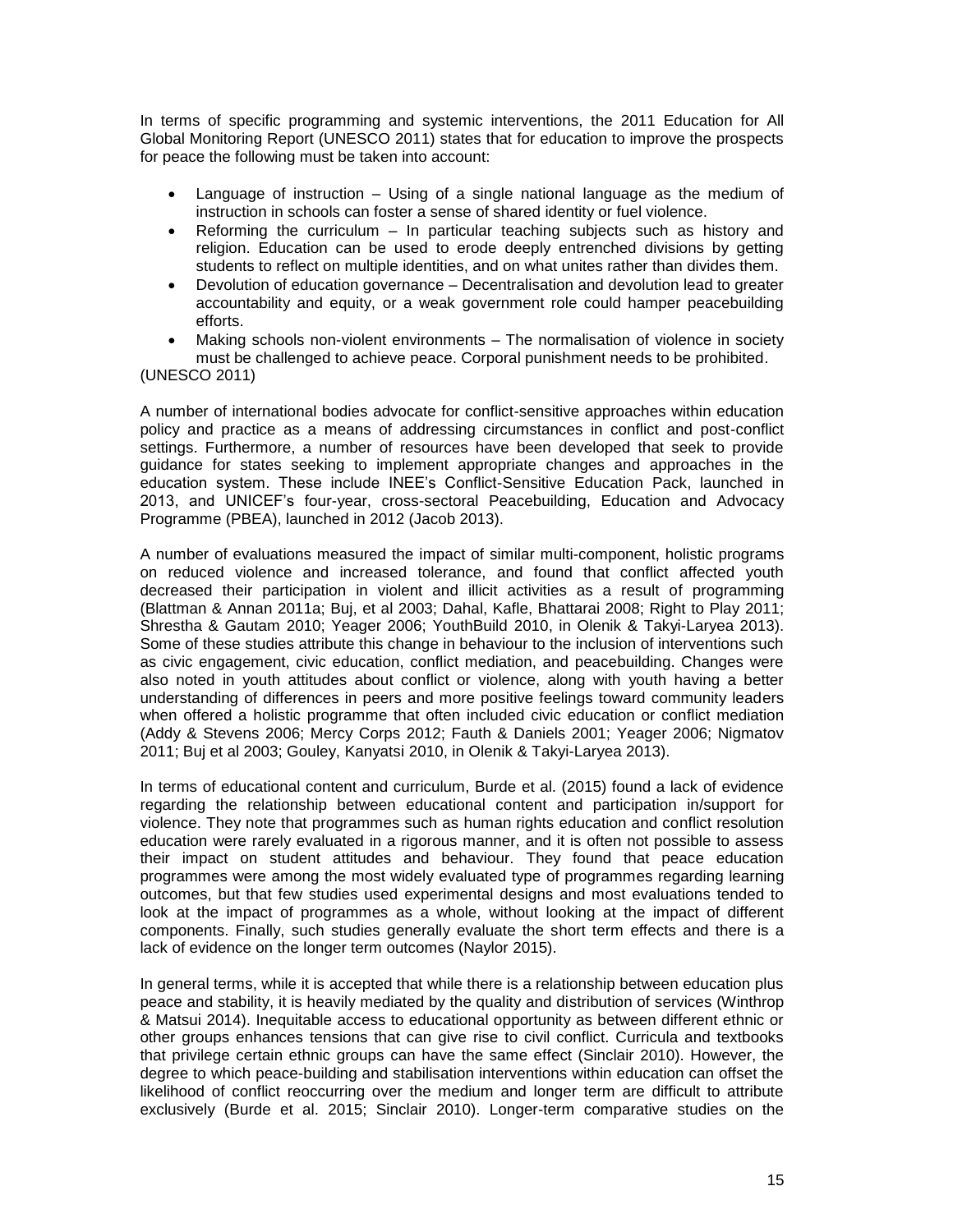In terms of specific programming and systemic interventions, the 2011 Education for All Global Monitoring Report (UNESCO 2011) states that for education to improve the prospects for peace the following must be taken into account:

- Language of instruction – Using of a single national language as the medium of instruction in schools can foster a sense of shared identity or fuel violence.
- Reforming the curriculum – In particular teaching subjects such as history and religion. Education can be used to erode deeply entrenched divisions by getting students to reflect on multiple identities, and on what unites rather than divides them.
- Devolution of education governance – Decentralisation and devolution lead to greater accountability and equity, or a weak government role could hamper peacebuilding efforts.
- Making schools non-violent environments – The normalisation of violence in society must be challenged to achieve peace. Corporal punishment needs to be prohibited.

(UNESCO 2011)

A number of international bodies advocate for conflict-sensitive approaches within education policy and practice as a means of addressing circumstances in conflict and post-conflict settings. Furthermore, a number of resources have been developed that seek to provide guidance for states seeking to implement appropriate changes and approaches in the education system. These include INEE's Conflict-Sensitive Education Pack, launched in 2013, and UNICEF's four-year, cross-sectoral Peacebuilding, Education and Advocacy Programme (PBEA), launched in 2012 (Jacob 2013).

A number of evaluations measured the impact of similar multi-component, holistic programs on reduced violence and increased tolerance, and found that conflict affected youth decreased their participation in violent and illicit activities as a result of programming (Blattman & Annan 2011a; Buj, et al 2003; Dahal, Kafle, Bhattarai 2008; Right to Play 2011; Shrestha & Gautam 2010; Yeager 2006; YouthBuild 2010, in Olenik & Takyi-Laryea 2013). Some of these studies attribute this change in behaviour to the inclusion of interventions such as civic engagement, civic education, conflict mediation, and peacebuilding. Changes were also noted in youth attitudes about conflict or violence, along with youth having a better understanding of differences in peers and more positive feelings toward community leaders when offered a holistic programme that often included civic education or conflict mediation (Addy & Stevens 2006; Mercy Corps 2012; Fauth & Daniels 2001; Yeager 2006; Nigmatov 2011; Buj et al 2003; Gouley, Kanyatsi 2010, in Olenik & Takyi-Laryea 2013).

In terms of educational content and curriculum, Burde et al. (2015) found a lack of evidence regarding the relationship between educational content and participation in/support for violence. They note that programmes such as human rights education and conflict resolution education were rarely evaluated in a rigorous manner, and it is often not possible to assess their impact on student attitudes and behaviour. They found that peace education programmes were among the most widely evaluated type of programmes regarding learning outcomes, but that few studies used experimental designs and most evaluations tended to look at the impact of programmes as a whole, without looking at the impact of different components. Finally, such studies generally evaluate the short term effects and there is a lack of evidence on the longer term outcomes (Naylor 2015).

In general terms, while it is accepted that while there is a relationship between education plus peace and stability, it is heavily mediated by the quality and distribution of services (Winthrop & Matsui 2014). Inequitable access to educational opportunity as between different ethnic or other groups enhances tensions that can give rise to civil conflict. Curricula and textbooks that privilege certain ethnic groups can have the same effect (Sinclair 2010). However, the degree to which peace-building and stabilisation interventions within education can offset the likelihood of conflict reoccurring over the medium and longer term are difficult to attribute exclusively (Burde et al. 2015; Sinclair 2010). Longer-term comparative studies on the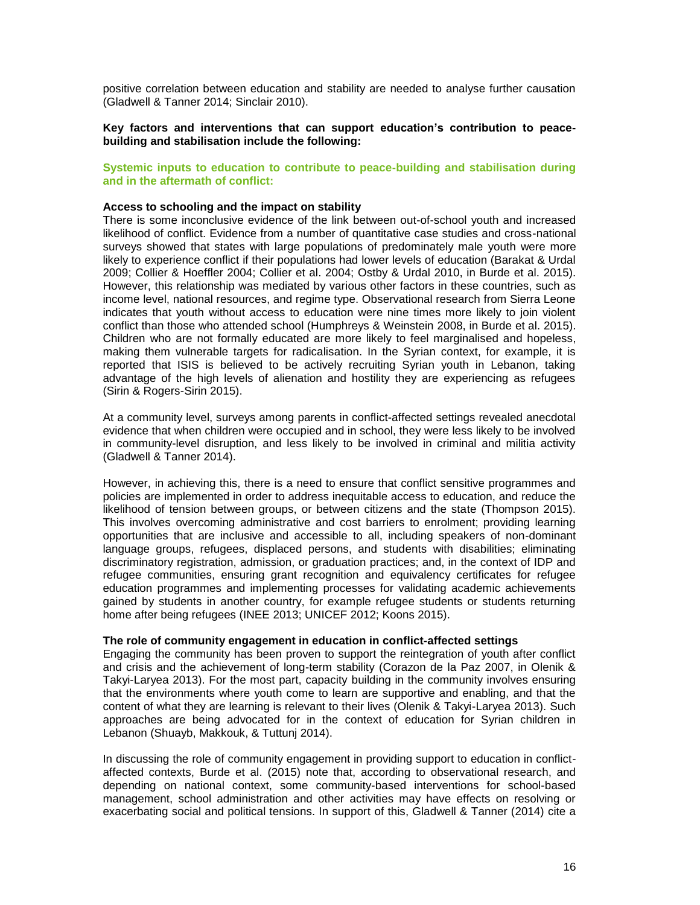positive correlation between education and stability are needed to analyse further causation (Gladwell & Tanner 2014; Sinclair 2010).

**Key factors and interventions that can support education's contribution to peace-building and stabilisation include the following:**

### Systemic inputs to education to contribute to peace-building and stabilisation during and in the aftermath of conflict:

**Access to schooling and the impact on stability**

There is some inconclusive evidence of the link between out-of-school youth and increased likelihood of conflict. Evidence from a number of quantitative case studies and cross-national surveys showed that states with large populations of predominately male youth were more likely to experience conflict if their populations had lower levels of education (Barakat & Urdal 2009; Collier & Hoeffler 2004; Collier et al. 2004; Ostby & Urdal 2010, in Burde et al. 2015). However, this relationship was mediated by various other factors in these countries, such as income level, national resources, and regime type. Observational research from Sierra Leone indicates that youth without access to education were nine times more likely to join violent conflict than those who attended school (Humphreys & Weinstein 2008, in Burde et al. 2015). Children who are not formally educated are more likely to feel marginalised and hopeless, making them vulnerable targets for radicalisation. In the Syrian context, for example, it is reported that ISIS is believed to be actively recruiting Syrian youth in Lebanon, taking advantage of the high levels of alienation and hostility they are experiencing as refugees (Sirin & Rogers-Sirin 2015).

At a community level, surveys among parents in conflict-affected settings revealed anecdotal evidence that when children were occupied and in school, they were less likely to be involved in community-level disruption, and less likely to be involved in criminal and militia activity (Gladwell & Tanner 2014).

However, in achieving this, there is a need to ensure that conflict sensitive programmes and policies are implemented in order to address inequitable access to education, and reduce the likelihood of tension between groups, or between citizens and the state (Thompson 2015). This involves overcoming administrative and cost barriers to enrolment; providing learning opportunities that are inclusive and accessible to all, including speakers of non-dominant language groups, refugees, displaced persons, and students with disabilities; eliminating discriminatory registration, admission, or graduation practices; and, in the context of IDP and refugee communities, ensuring grant recognition and equivalency certificates for refugee education programmes and implementing processes for validating academic achievements gained by students in another country, for example refugee students or students returning home after being refugees (INEE 2013; UNICEF 2012; Koons 2015).

**The role of community engagement in education in conflict-affected settings**

Engaging the community has been proven to support the reintegration of youth after conflict and crisis and the achievement of long-term stability (Corazon de la Paz 2007, in Olenik & Takyi-Laryea 2013). For the most part, capacity building in the community involves ensuring that the environments where youth come to learn are supportive and enabling, and that the content of what they are learning is relevant to their lives (Olenik & Takyi-Laryea 2013). Such approaches are being advocated for in the context of education for Syrian children in Lebanon (Shuayb, Makkouk, & Tuttunj 2014).

In discussing the role of community engagement in providing support to education in conflict-affected contexts, Burde et al. (2015) note that, according to observational research, and depending on national context, some community-based interventions for school-based management, school administration and other activities may have effects on resolving or exacerbating social and political tensions. In support of this, Gladwell & Tanner (2014) cite a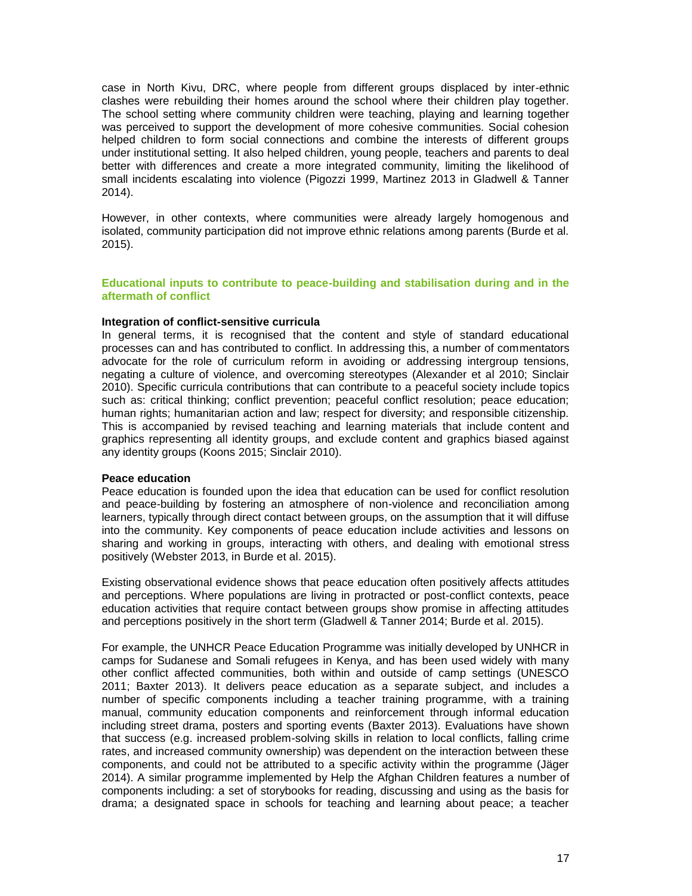case in North Kivu, DRC, where people from different groups displaced by inter-ethnic clashes were rebuilding their homes around the school where their children play together. The school setting where community children were teaching, playing and learning together was perceived to support the development of more cohesive communities. Social cohesion helped children to form social connections and combine the interests of different groups under institutional setting. It also helped children, young people, teachers and parents to deal better with differences and create a more integrated community, limiting the likelihood of small incidents escalating into violence (Pigozzi 1999, Martinez 2013 in Gladwell & Tanner 2014).

However, in other contexts, where communities were already largely homogenous and isolated, community participation did not improve ethnic relations among parents (Burde et al. 2015).

## Educational inputs to contribute to peace-building and stabilisation during and in the aftermath of conflict

### Integration of conflict-sensitive curricula

In general terms, it is recognised that the content and style of standard educational processes can and has contributed to conflict. In addressing this, a number of commentators advocate for the role of curriculum reform in avoiding or addressing intergroup tensions, negating a culture of violence, and overcoming stereotypes (Alexander et al 2010; Sinclair 2010). Specific curricula contributions that can contribute to a peaceful society include topics such as: critical thinking; conflict prevention; peaceful conflict resolution; peace education; human rights; humanitarian action and law; respect for diversity; and responsible citizenship. This is accompanied by revised teaching and learning materials that include content and graphics representing all identity groups, and exclude content and graphics biased against any identity groups (Koons 2015; Sinclair 2010).

### Peace education

Peace education is founded upon the idea that education can be used for conflict resolution and peace-building by fostering an atmosphere of non-violence and reconciliation among learners, typically through direct contact between groups, on the assumption that it will diffuse into the community. Key components of peace education include activities and lessons on sharing and working in groups, interacting with others, and dealing with emotional stress positively (Webster 2013, in Burde et al. 2015).

Existing observational evidence shows that peace education often positively affects attitudes and perceptions. Where populations are living in protracted or post-conflict contexts, peace education activities that require contact between groups show promise in affecting attitudes and perceptions positively in the short term (Gladwell & Tanner 2014; Burde et al. 2015).

For example, the UNHCR Peace Education Programme was initially developed by UNHCR in camps for Sudanese and Somali refugees in Kenya, and has been used widely with many other conflict affected communities, both within and outside of camp settings (UNESCO 2011; Baxter 2013). It delivers peace education as a separate subject, and includes a number of specific components including a teacher training programme, with a training manual, community education components and reinforcement through informal education including street drama, posters and sporting events (Baxter 2013). Evaluations have shown that success (e.g. increased problem-solving skills in relation to local conflicts, falling crime rates, and increased community ownership) was dependent on the interaction between these components, and could not be attributed to a specific activity within the programme (Jäger 2014). A similar programme implemented by Help the Afghan Children features a number of components including: a set of storybooks for reading, discussing and using as the basis for drama; a designated space in schools for teaching and learning about peace; a teacher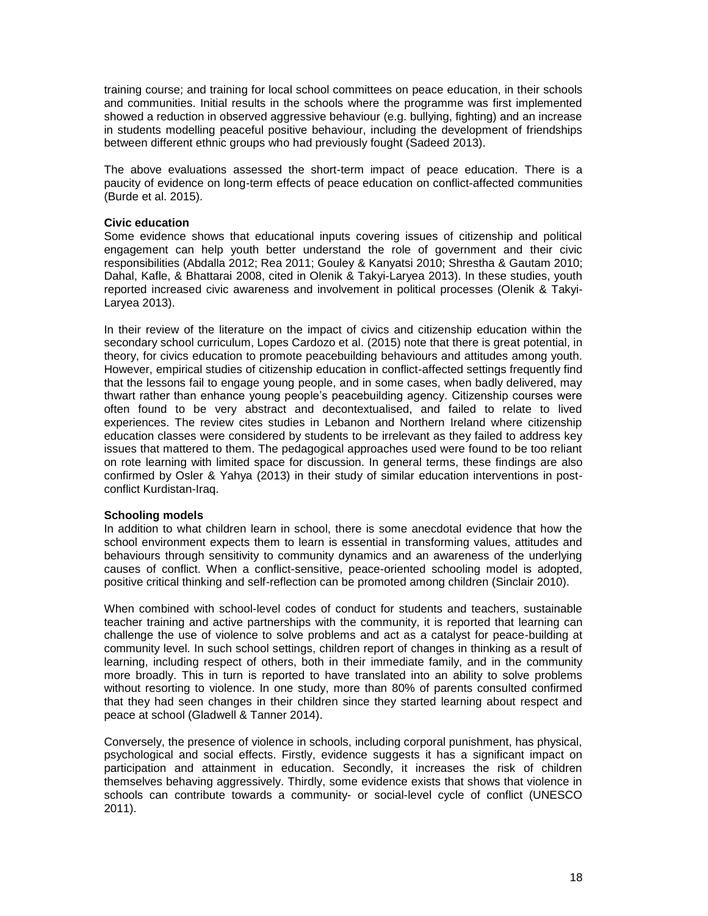training course; and training for local school committees on peace education, in their schools and communities. Initial results in the schools where the programme was first implemented showed a reduction in observed aggressive behaviour (e.g. bullying, fighting) and an increase in students modelling peaceful positive behaviour, including the development of friendships between different ethnic groups who had previously fought (Sadeed 2013).

The above evaluations assessed the short-term impact of peace education. There is a paucity of evidence on long-term effects of peace education on conflict-affected communities (Burde et al. 2015).

**Civic education**

Some evidence shows that educational inputs covering issues of citizenship and political engagement can help youth better understand the role of government and their civic responsibilities (Abdalla 2012; Rea 2011; Gouley & Kanyatsi 2010; Shrestha & Gautam 2010; Dahal, Kafle, & Bhattarai 2008, cited in Olenik & Takyi-Laryea 2013). In these studies, youth reported increased civic awareness and involvement in political processes (Olenik & Takyi-Laryea 2013).

In their review of the literature on the impact of civics and citizenship education within the secondary school curriculum, Lopes Cardozo et al. (2015) note that there is great potential, in theory, for civics education to promote peacebuilding behaviours and attitudes among youth. However, empirical studies of citizenship education in conflict-affected settings frequently find that the lessons fail to engage young people, and in some cases, when badly delivered, may thwart rather than enhance young people's peacebuilding agency. Citizenship courses were often found to be very abstract and decontextualised, and failed to relate to lived experiences. The review cites studies in Lebanon and Northern Ireland where citizenship education classes were considered by students to be irrelevant as they failed to address key issues that mattered to them. The pedagogical approaches used were found to be too reliant on rote learning with limited space for discussion. In general terms, these findings are also confirmed by Osler & Yahya (2013) in their study of similar education interventions in post-conflict Kurdistan-Iraq.

**Schooling models**

In addition to what children learn in school, there is some anecdotal evidence that how the school environment expects them to learn is essential in transforming values, attitudes and behaviours through sensitivity to community dynamics and an awareness of the underlying causes of conflict. When a conflict-sensitive, peace-oriented schooling model is adopted, positive critical thinking and self-reflection can be promoted among children (Sinclair 2010).

When combined with school-level codes of conduct for students and teachers, sustainable teacher training and active partnerships with the community, it is reported that learning can challenge the use of violence to solve problems and act as a catalyst for peace-building at community level. In such school settings, children report of changes in thinking as a result of learning, including respect of others, both in their immediate family, and in the community more broadly. This in turn is reported to have translated into an ability to solve problems without resorting to violence. In one study, more than 80% of parents consulted confirmed that they had seen changes in their children since they started learning about respect and peace at school (Gladwell & Tanner 2014).

Conversely, the presence of violence in schools, including corporal punishment, has physical, psychological and social effects. Firstly, evidence suggests it has a significant impact on participation and attainment in education. Secondly, it increases the risk of children themselves behaving aggressively. Thirdly, some evidence exists that shows that violence in schools can contribute towards a community- or social-level cycle of conflict (UNESCO 2011).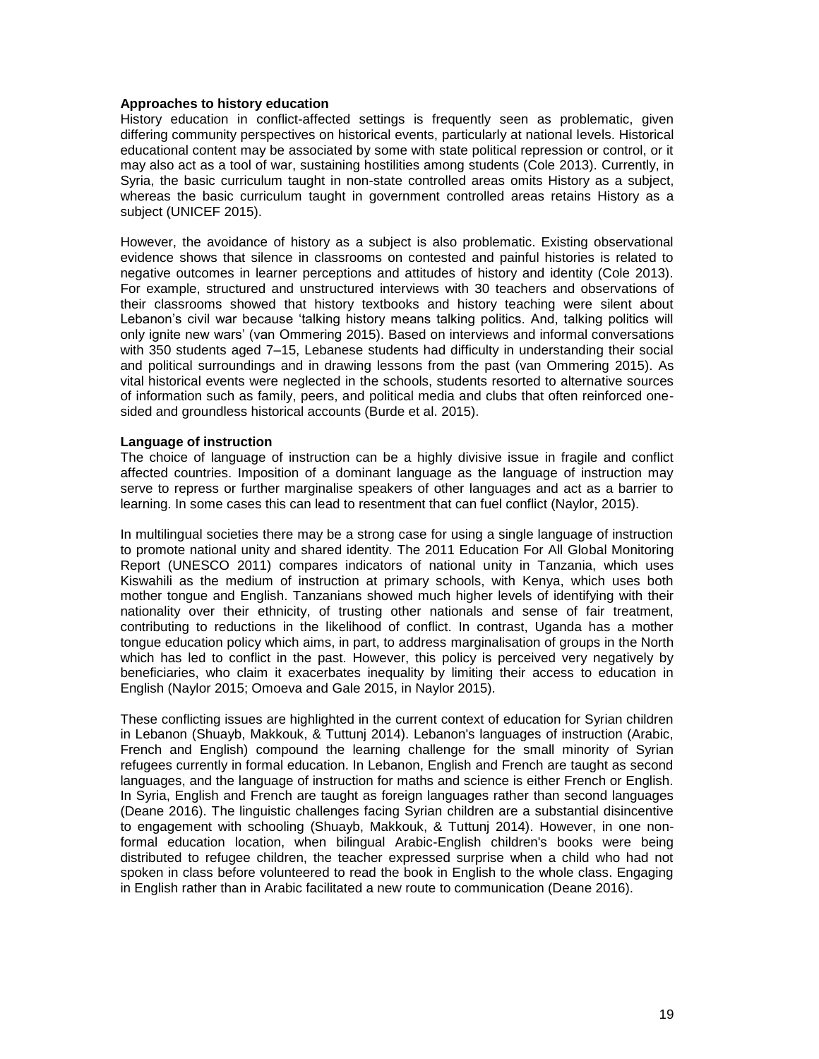**Approaches to history education**

History education in conflict-affected settings is frequently seen as problematic, given differing community perspectives on historical events, particularly at national levels. Historical educational content may be associated by some with state political repression or control, or it may also act as a tool of war, sustaining hostilities among students (Cole 2013). Currently, in Syria, the basic curriculum taught in non-state controlled areas omits History as a subject, whereas the basic curriculum taught in government controlled areas retains History as a subject (UNICEF 2015).

However, the avoidance of history as a subject is also problematic. Existing observational evidence shows that silence in classrooms on contested and painful histories is related to negative outcomes in learner perceptions and attitudes of history and identity (Cole 2013). For example, structured and unstructured interviews with 30 teachers and observations of their classrooms showed that history textbooks and history teaching were silent about Lebanon's civil war because 'talking history means talking politics. And, talking politics will only ignite new wars' (van Ommering 2015). Based on interviews and informal conversations with 350 students aged 7–15, Lebanese students had difficulty in understanding their social and political surroundings and in drawing lessons from the past (van Ommering 2015). As vital historical events were neglected in the schools, students resorted to alternative sources of information such as family, peers, and political media and clubs that often reinforced one-sided and groundless historical accounts (Burde et al. 2015).

**Language of instruction**

The choice of language of instruction can be a highly divisive issue in fragile and conflict affected countries. Imposition of a dominant language as the language of instruction may serve to repress or further marginalise speakers of other languages and act as a barrier to learning. In some cases this can lead to resentment that can fuel conflict (Naylor, 2015).

In multilingual societies there may be a strong case for using a single language of instruction to promote national unity and shared identity. The 2011 Education For All Global Monitoring Report (UNESCO 2011) compares indicators of national unity in Tanzania, which uses Kiswahili as the medium of instruction at primary schools, with Kenya, which uses both mother tongue and English. Tanzanians showed much higher levels of identifying with their nationality over their ethnicity, of trusting other nationals and sense of fair treatment, contributing to reductions in the likelihood of conflict. In contrast, Uganda has a mother tongue education policy which aims, in part, to address marginalisation of groups in the North which has led to conflict in the past. However, this policy is perceived very negatively by beneficiaries, who claim it exacerbates inequality by limiting their access to education in English (Naylor 2015; Omoeva and Gale 2015, in Naylor 2015).

These conflicting issues are highlighted in the current context of education for Syrian children in Lebanon (Shuayb, Makkouk, & Tuttunj 2014). Lebanon's languages of instruction (Arabic, French and English) compound the learning challenge for the small minority of Syrian refugees currently in formal education. In Lebanon, English and French are taught as second languages, and the language of instruction for maths and science is either French or English. In Syria, English and French are taught as foreign languages rather than second languages (Deane 2016). The linguistic challenges facing Syrian children are a substantial disincentive to engagement with schooling (Shuayb, Makkouk, & Tuttunj 2014). However, in one non-formal education location, when bilingual Arabic-English children's books were being distributed to refugee children, the teacher expressed surprise when a child who had not spoken in class before volunteered to read the book in English to the whole class. Engaging in English rather than in Arabic facilitated a new route to communication (Deane 2016).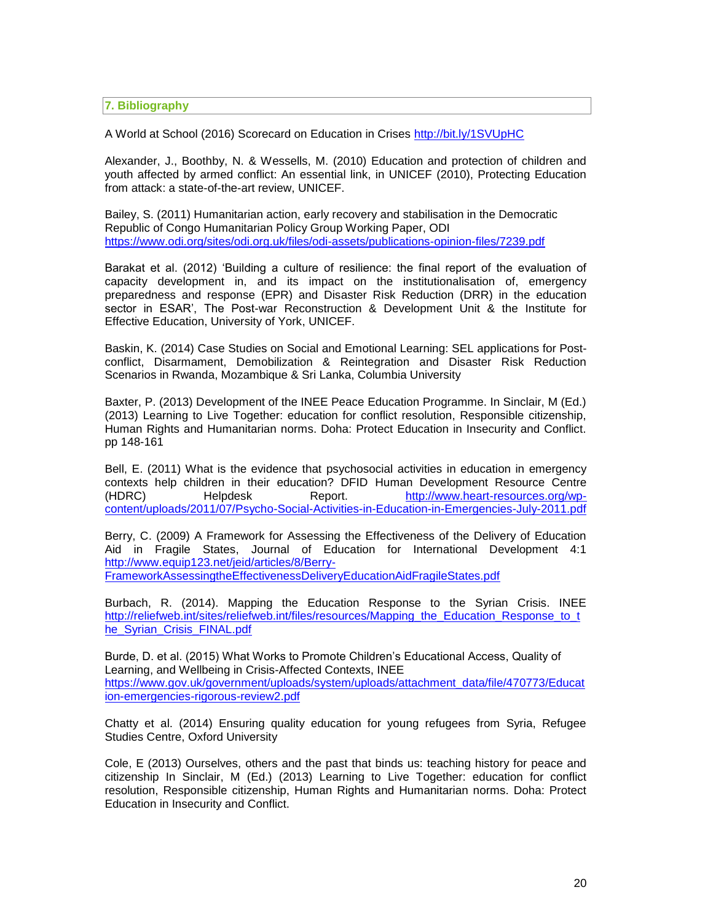## 7. Bibliography

A World at School (2016) Scorecard on Education in Crises http://bit.ly/1SVUpHC

Alexander, J., Boothby, N. & Wessells, M. (2010) Education and protection of children and youth affected by armed conflict: An essential link, in UNICEF (2010), Protecting Education from attack: a state-of-the-art review, UNICEF.

Bailey, S. (2011) Humanitarian action, early recovery and stabilisation in the Democratic Republic of Congo Humanitarian Policy Group Working Paper, ODI https://www.odi.org/sites/odi.org.uk/files/odi-assets/publications-opinion-files/7239.pdf

Barakat et al. (2012) 'Building a culture of resilience: the final report of the evaluation of capacity development in, and its impact on the institutionalisation of, emergency preparedness and response (EPR) and Disaster Risk Reduction (DRR) in the education sector in ESAR', The Post-war Reconstruction & Development Unit & the Institute for Effective Education, University of York, UNICEF.

Baskin, K. (2014) Case Studies on Social and Emotional Learning: SEL applications for Post-conflict, Disarmament, Demobilization & Reintegration and Disaster Risk Reduction Scenarios in Rwanda, Mozambique & Sri Lanka, Columbia University

Baxter, P. (2013) Development of the INEE Peace Education Programme. In Sinclair, M (Ed.) (2013) Learning to Live Together: education for conflict resolution, Responsible citizenship, Human Rights and Humanitarian norms. Doha: Protect Education in Insecurity and Conflict. pp 148-161

Bell, E. (2011) What is the evidence that psychosocial activities in education in emergency contexts help children in their education? DFID Human Development Resource Centre (HDRC) Helpdesk Report. http://www.heart-resources.org/wp-content/uploads/2011/07/Psycho-Social-Activities-in-Education-in-Emergencies-July-2011.pdf

Berry, C. (2009) A Framework for Assessing the Effectiveness of the Delivery of Education Aid in Fragile States, Journal of Education for International Development 4:1 http://www.equip123.net/jeid/articles/8/Berry-FrameworkAssessingtheEffectivenessDeliveryEducationAidFragileStates.pdf

Burbach, R. (2014). Mapping the Education Response to the Syrian Crisis. INEE http://reliefweb.int/sites/reliefweb.int/files/resources/Mapping_the_Education_Response_to_the_Syrian_Crisis_FINAL.pdf

Burde, D. et al. (2015) What Works to Promote Children's Educational Access, Quality of Learning, and Wellbeing in Crisis-Affected Contexts, INEE https://www.gov.uk/government/uploads/system/uploads/attachment_data/file/470773/Education-emergencies-rigorous-review2.pdf

Chatty et al. (2014) Ensuring quality education for young refugees from Syria, Refugee Studies Centre, Oxford University

Cole, E (2013) Ourselves, others and the past that binds us: teaching history for peace and citizenship In Sinclair, M (Ed.) (2013) Learning to Live Together: education for conflict resolution, Responsible citizenship, Human Rights and Humanitarian norms. Doha: Protect Education in Insecurity and Conflict.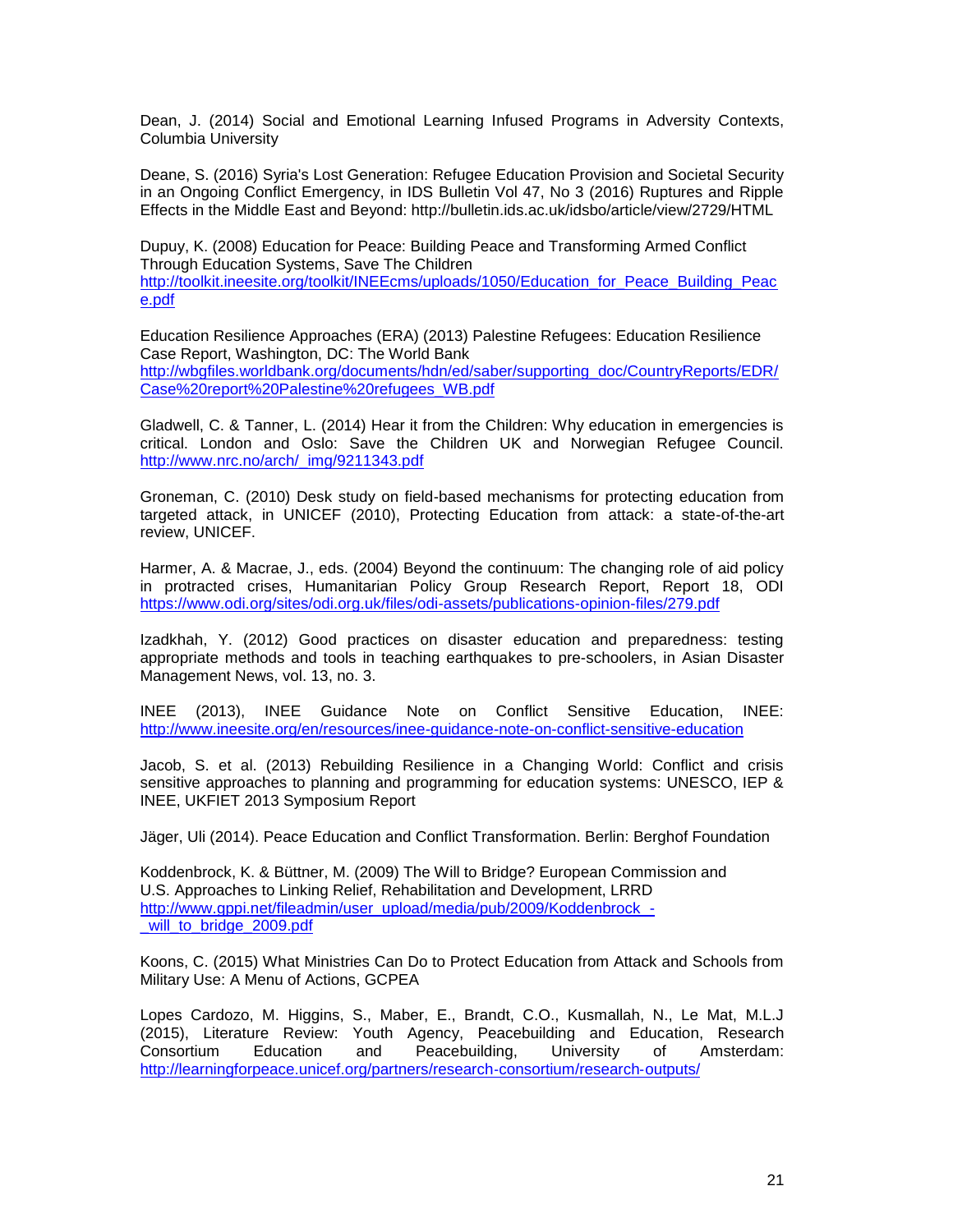Dean, J. (2014) Social and Emotional Learning Infused Programs in Adversity Contexts, Columbia University

Deane, S. (2016) Syria's Lost Generation: Refugee Education Provision and Societal Security in an Ongoing Conflict Emergency, in IDS Bulletin Vol 47, No 3 (2016) Ruptures and Ripple Effects in the Middle East and Beyond: http://bulletin.ids.ac.uk/idsbo/article/view/2729/HTML

Dupuy, K. (2008) Education for Peace: Building Peace and Transforming Armed Conflict Through Education Systems, Save The Children http://toolkit.ineesite.org/toolkit/INEEcms/uploads/1050/Education_for_Peace_Building_Peace.pdf

Education Resilience Approaches (ERA) (2013) Palestine Refugees: Education Resilience Case Report, Washington, DC: The World Bank http://wbgfiles.worldbank.org/documents/hdn/ed/saber/supporting_doc/CountryReports/EDR/Case%20report%20Palestine%20refugees_WB.pdf

Gladwell, C. & Tanner, L. (2014) Hear it from the Children: Why education in emergencies is critical. London and Oslo: Save the Children UK and Norwegian Refugee Council. http://www.nrc.no/arch/_img/9211343.pdf

Groneman, C. (2010) Desk study on field-based mechanisms for protecting education from targeted attack, in UNICEF (2010), Protecting Education from attack: a state-of-the-art review, UNICEF.

Harmer, A. & Macrae, J., eds. (2004) Beyond the continuum: The changing role of aid policy in protracted crises, Humanitarian Policy Group Research Report, Report 18, ODI https://www.odi.org/sites/odi.org.uk/files/odi-assets/publications-opinion-files/279.pdf

Izadkhah, Y. (2012) Good practices on disaster education and preparedness: testing appropriate methods and tools in teaching earthquakes to pre-schoolers, in Asian Disaster Management News, vol. 13, no. 3.

INEE (2013), INEE Guidance Note on Conflict Sensitive Education, INEE: http://www.ineesite.org/en/resources/inee-guidance-note-on-conflict-sensitive-education

Jacob, S. et al. (2013) Rebuilding Resilience in a Changing World: Conflict and crisis sensitive approaches to planning and programming for education systems: UNESCO, IEP & INEE, UKFIET 2013 Symposium Report

Jäger, Uli (2014). Peace Education and Conflict Transformation. Berlin: Berghof Foundation

Koddenbrock, K. & Büttner, M. (2009) The Will to Bridge? European Commission and U.S. Approaches to Linking Relief, Rehabilitation and Development, LRRD http://www.gppi.net/fileadmin/user_upload/media/pub/2009/Koddenbrock_-_will_to_bridge_2009.pdf

Koons, C. (2015) What Ministries Can Do to Protect Education from Attack and Schools from Military Use: A Menu of Actions, GCPEA

Lopes Cardozo, M. Higgins, S., Maber, E., Brandt, C.O., Kusmallah, N., Le Mat, M.L.J (2015), Literature Review: Youth Agency, Peacebuilding and Education, Research Consortium Education and Peacebuilding, University of Amsterdam: http://learningforpeace.unicef.org/partners/research-consortium/research-outputs/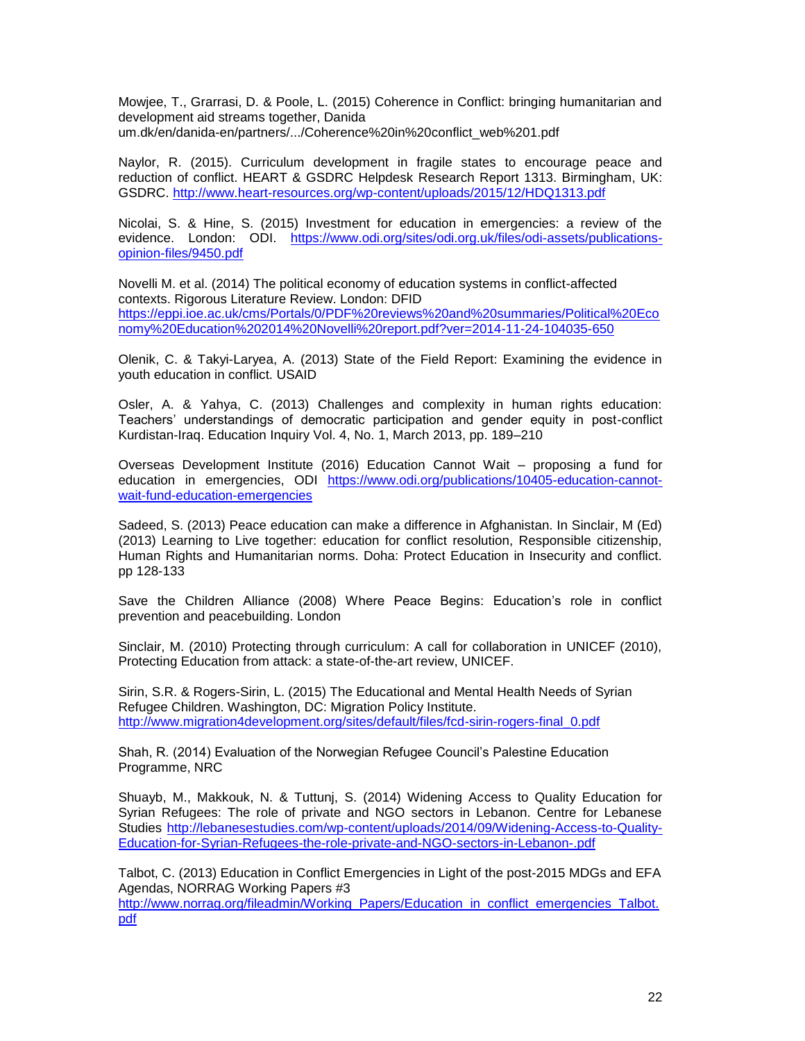Mowjee, T., Grarrasi, D. & Poole, L. (2015) Coherence in Conflict: bringing humanitarian and development aid streams together, Danida
um.dk/en/danida-en/partners/.../Coherence%20in%20conflict_web%201.pdf

Naylor, R. (2015). Curriculum development in fragile states to encourage peace and reduction of conflict. HEART & GSDRC Helpdesk Research Report 1313. Birmingham, UK: GSDRC. http://www.heart-resources.org/wp-content/uploads/2015/12/HDQ1313.pdf

Nicolai, S. & Hine, S. (2015) Investment for education in emergencies: a review of the evidence. London: ODI. https://www.odi.org/sites/odi.org.uk/files/odi-assets/publications-opinion-files/9450.pdf

Novelli M. et al. (2014) The political economy of education systems in conflict-affected contexts. Rigorous Literature Review. London: DFID
https://eppi.ioe.ac.uk/cms/Portals/0/PDF%20reviews%20and%20summaries/Political%20Economy%20Education%202014%20Novelli%20report.pdf?ver=2014-11-24-104035-650

Olenik, C. & Takyi-Laryea, A. (2013) State of the Field Report: Examining the evidence in youth education in conflict. USAID

Osler, A. & Yahya, C. (2013) Challenges and complexity in human rights education: Teachers' understandings of democratic participation and gender equity in post-conflict Kurdistan-Iraq. Education Inquiry Vol. 4, No. 1, March 2013, pp. 189–210

Overseas Development Institute (2016) Education Cannot Wait – proposing a fund for education in emergencies, ODI https://www.odi.org/publications/10405-education-cannot-wait-fund-education-emergencies

Sadeed, S. (2013) Peace education can make a difference in Afghanistan. In Sinclair, M (Ed) (2013) Learning to Live together: education for conflict resolution, Responsible citizenship, Human Rights and Humanitarian norms. Doha: Protect Education in Insecurity and conflict. pp 128-133

Save the Children Alliance (2008) Where Peace Begins: Education's role in conflict prevention and peacebuilding. London

Sinclair, M. (2010) Protecting through curriculum: A call for collaboration in UNICEF (2010), Protecting Education from attack: a state-of-the-art review, UNICEF.

Sirin, S.R. & Rogers-Sirin, L. (2015) The Educational and Mental Health Needs of Syrian Refugee Children. Washington, DC: Migration Policy Institute.
http://www.migration4development.org/sites/default/files/fcd-sirin-rogers-final_0.pdf

Shah, R. (2014) Evaluation of the Norwegian Refugee Council's Palestine Education Programme, NRC

Shuayb, M., Makkouk, N. & Tuttunj, S. (2014) Widening Access to Quality Education for Syrian Refugees: The role of private and NGO sectors in Lebanon. Centre for Lebanese Studies http://lebanesestudies.com/wp-content/uploads/2014/09/Widening-Access-to-Quality-Education-for-Syrian-Refugees-the-role-private-and-NGO-sectors-in-Lebanon-.pdf

Talbot, C. (2013) Education in Conflict Emergencies in Light of the post-2015 MDGs and EFA Agendas, NORRAG Working Papers #3
http://www.norrag.org/fileadmin/Working_Papers/Education_in_conflict_emergencies_Talbot.pdf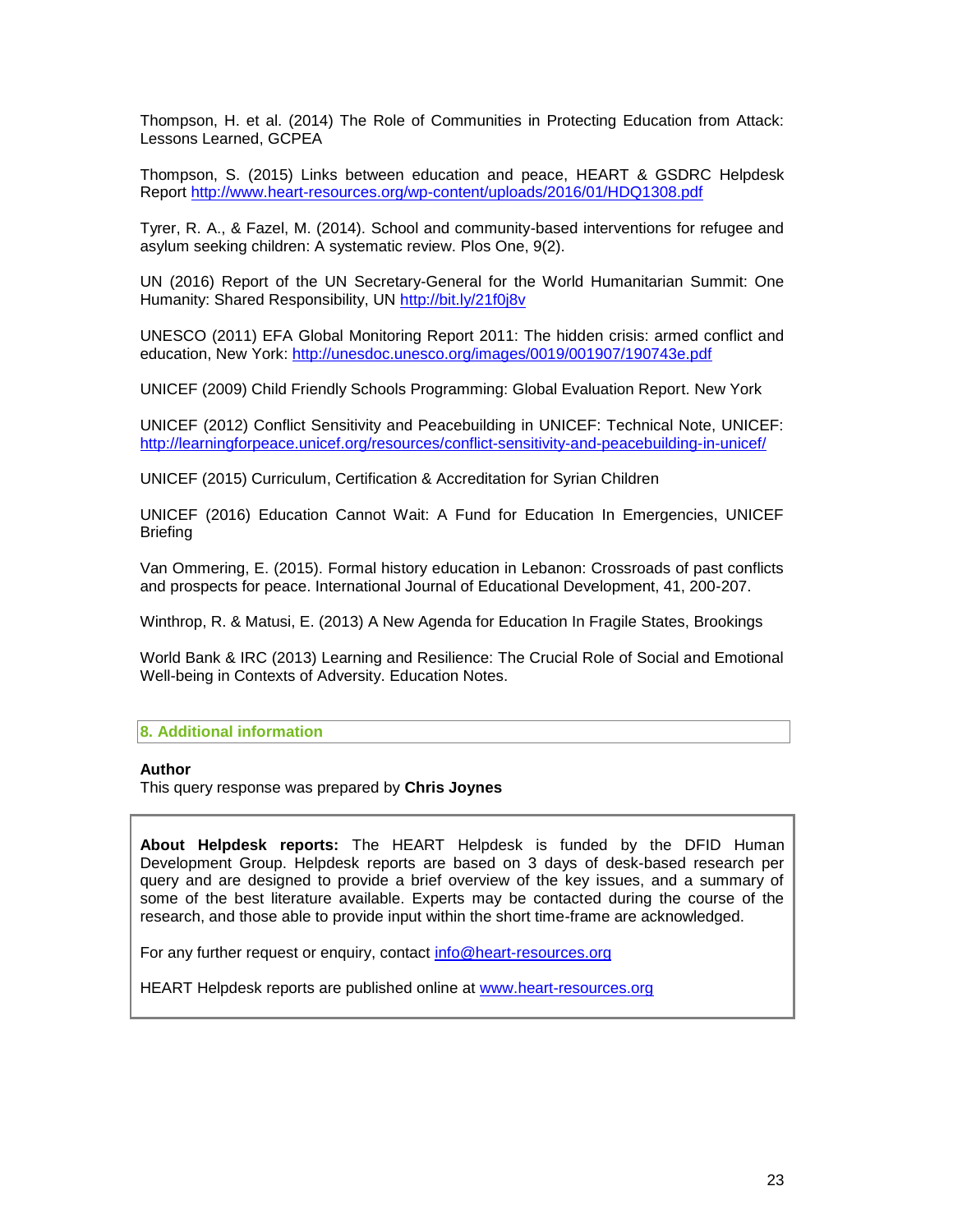Thompson, H. et al. (2014) The Role of Communities in Protecting Education from Attack: Lessons Learned, GCPEA

Thompson, S. (2015) Links between education and peace, HEART & GSDRC Helpdesk Report http://www.heart-resources.org/wp-content/uploads/2016/01/HDQ1308.pdf

Tyrer, R. A., & Fazel, M. (2014). School and community-based interventions for refugee and asylum seeking children: A systematic review. Plos One, 9(2).

UN (2016) Report of the UN Secretary-General for the World Humanitarian Summit: One Humanity: Shared Responsibility, UN http://bit.ly/21f0j8v

UNESCO (2011) EFA Global Monitoring Report 2011: The hidden crisis: armed conflict and education, New York: http://unesdoc.unesco.org/images/0019/001907/190743e.pdf

UNICEF (2009) Child Friendly Schools Programming: Global Evaluation Report. New York

UNICEF (2012) Conflict Sensitivity and Peacebuilding in UNICEF: Technical Note, UNICEF: http://learningforpeace.unicef.org/resources/conflict-sensitivity-and-peacebuilding-in-unicef/

UNICEF (2015) Curriculum, Certification & Accreditation for Syrian Children

UNICEF (2016) Education Cannot Wait: A Fund for Education In Emergencies, UNICEF Briefing

Van Ommering, E. (2015). Formal history education in Lebanon: Crossroads of past conflicts and prospects for peace. International Journal of Educational Development, 41, 200-207.

Winthrop, R. & Matusi, E. (2013) A New Agenda for Education In Fragile States, Brookings

World Bank & IRC (2013) Learning and Resilience: The Crucial Role of Social and Emotional Well-being in Contexts of Adversity. Education Notes.

## 8. Additional information

**Author**

This query response was prepared by **Chris Joynes**

**About Helpdesk reports:** The HEART Helpdesk is funded by the DFID Human Development Group. Helpdesk reports are based on 3 days of desk-based research per query and are designed to provide a brief overview of the key issues, and a summary of some of the best literature available. Experts may be contacted during the course of the research, and those able to provide input within the short time-frame are acknowledged.

For any further request or enquiry, contact info@heart-resources.org

HEART Helpdesk reports are published online at www.heart-resources.org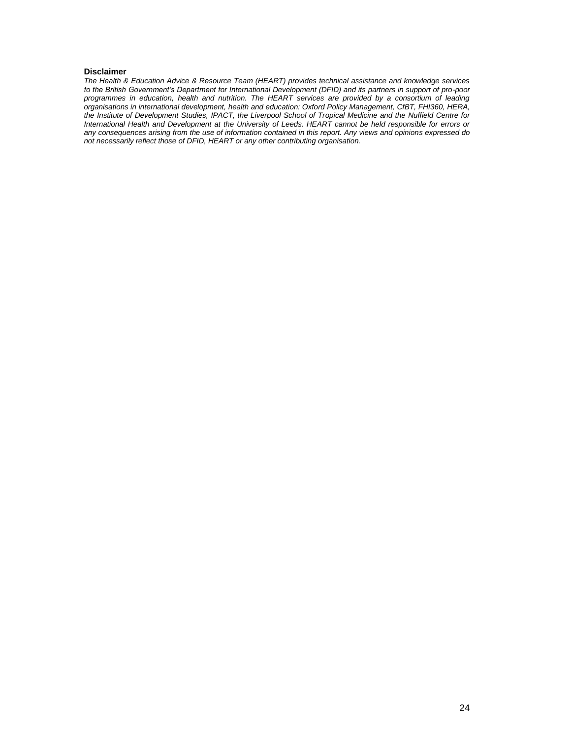**Disclaimer**

*The Health & Education Advice & Resource Team (HEART) provides technical assistance and knowledge services to the British Government's Department for International Development (DFID) and its partners in support of pro-poor programmes in education, health and nutrition. The HEART services are provided by a consortium of leading organisations in international development, health and education: Oxford Policy Management, CfBT, FHI360, HERA, the Institute of Development Studies, IPACT, the Liverpool School of Tropical Medicine and the Nuffield Centre for International Health and Development at the University of Leeds. HEART cannot be held responsible for errors or any consequences arising from the use of information contained in this report. Any views and opinions expressed do not necessarily reflect those of DFID, HEART or any other contributing organisation.*